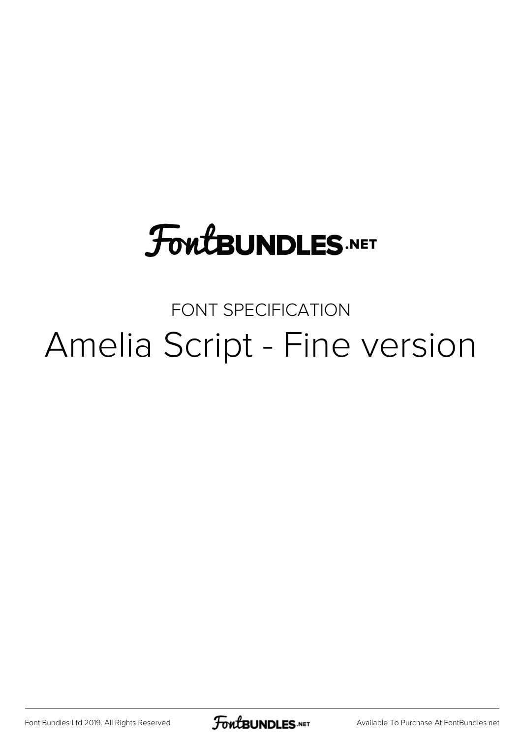# FontBUNDLES.NET

FONT SPECIFICATION

## Amelia Script - Fine version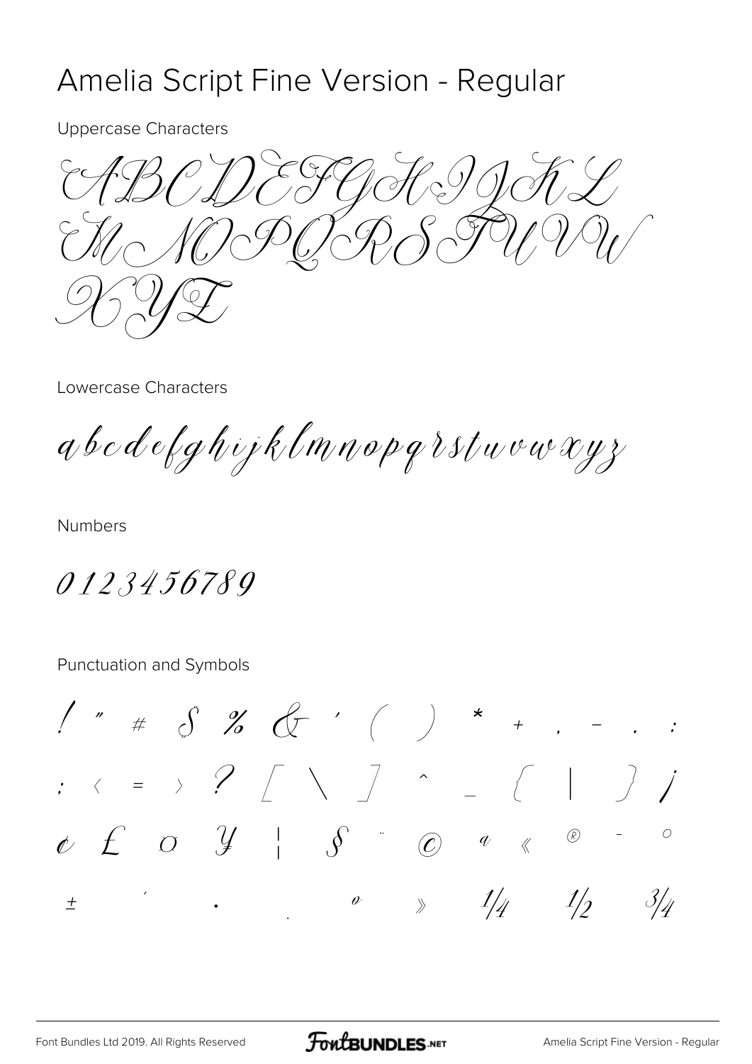# Amelia Script Fine Version - Regular

Uppercase Characters

ABCDEFGHIJKL
MNOPQRSTUVW
XYZ

Lowercase Characters

abcdefghijklmnopqrstuvwxyz

Numbers

0123456789

Punctuation and Symbols

! " # $ % & ' ( ) * + , - . /
: ; < = > ? [ \ ] ^ _ { | } ¡
¢ £ ¤ ¥ ¦ § ¨ © ª « ® - °
± ´ · ¸ º » ¼ ½ ¾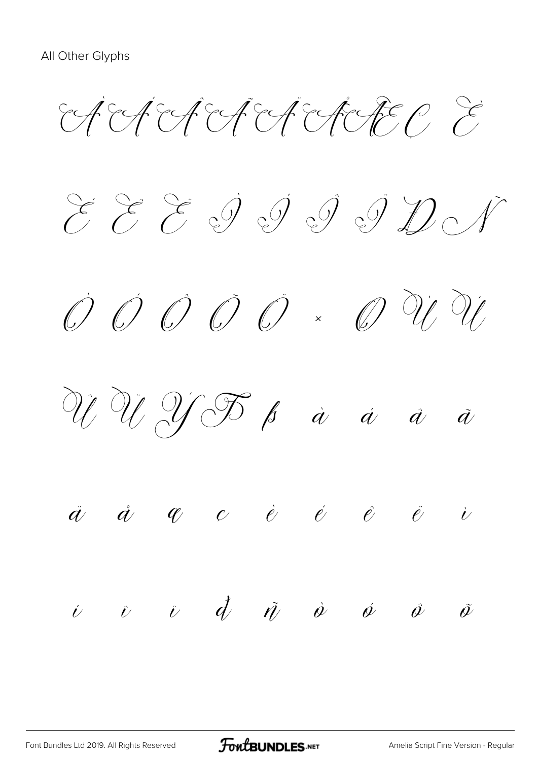All Other Glyphs

À Á Â Ã Ä Å Æ Ç È

É Ê Ë Ì Í Î Ï Đ Ñ

Ò Ó Ô Õ Ö × Ø Ù Ú

Û Ü Ý Þ ß à á â ã

ä å æ ç è é ê ë ì

í î ï ð ñ ò ó ô õ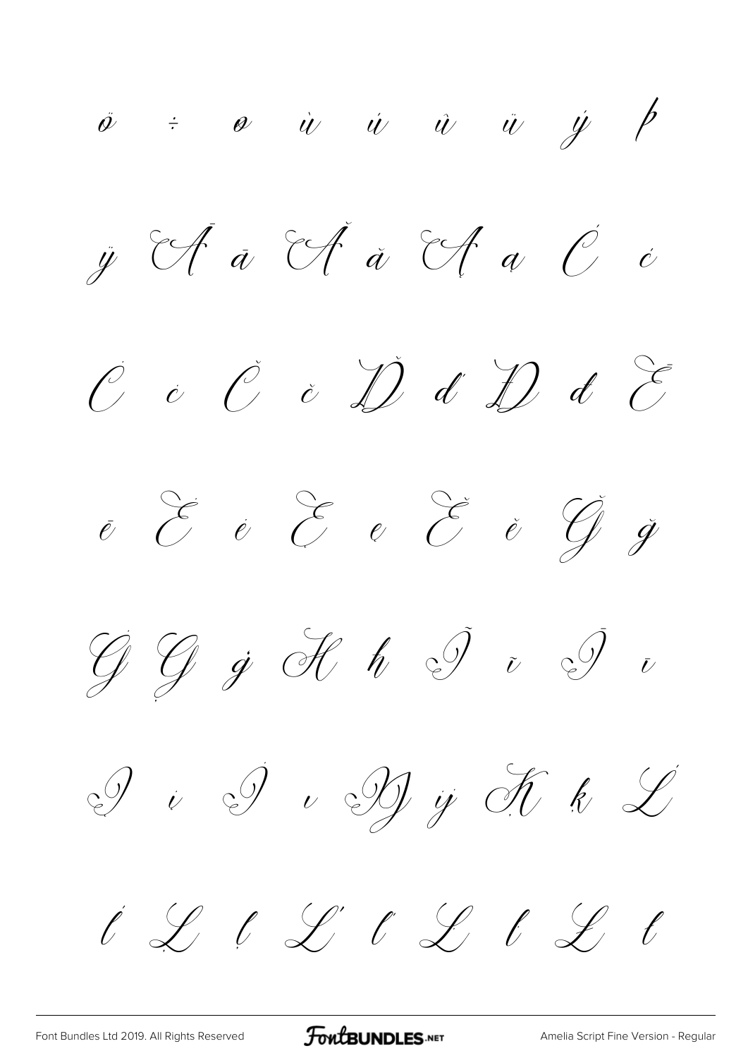ö ÷ ø ù ú û ü ý þ

ÿ Ā ā Ă ă Ą ą Ć ć

Ċ ċ Č č Ď ď Đ đ Ē

ē Ė ė Ę ę Ě ě Ğ ğ

Ġ Ģ ġ Ħ ħ Ĩ ĩ Ī ī

Į į İ ı Ĳ ĳ Ķ ķ Ĺ

ĺ Ļ ļ Ľ ľ Ŀ ŀ Ł ł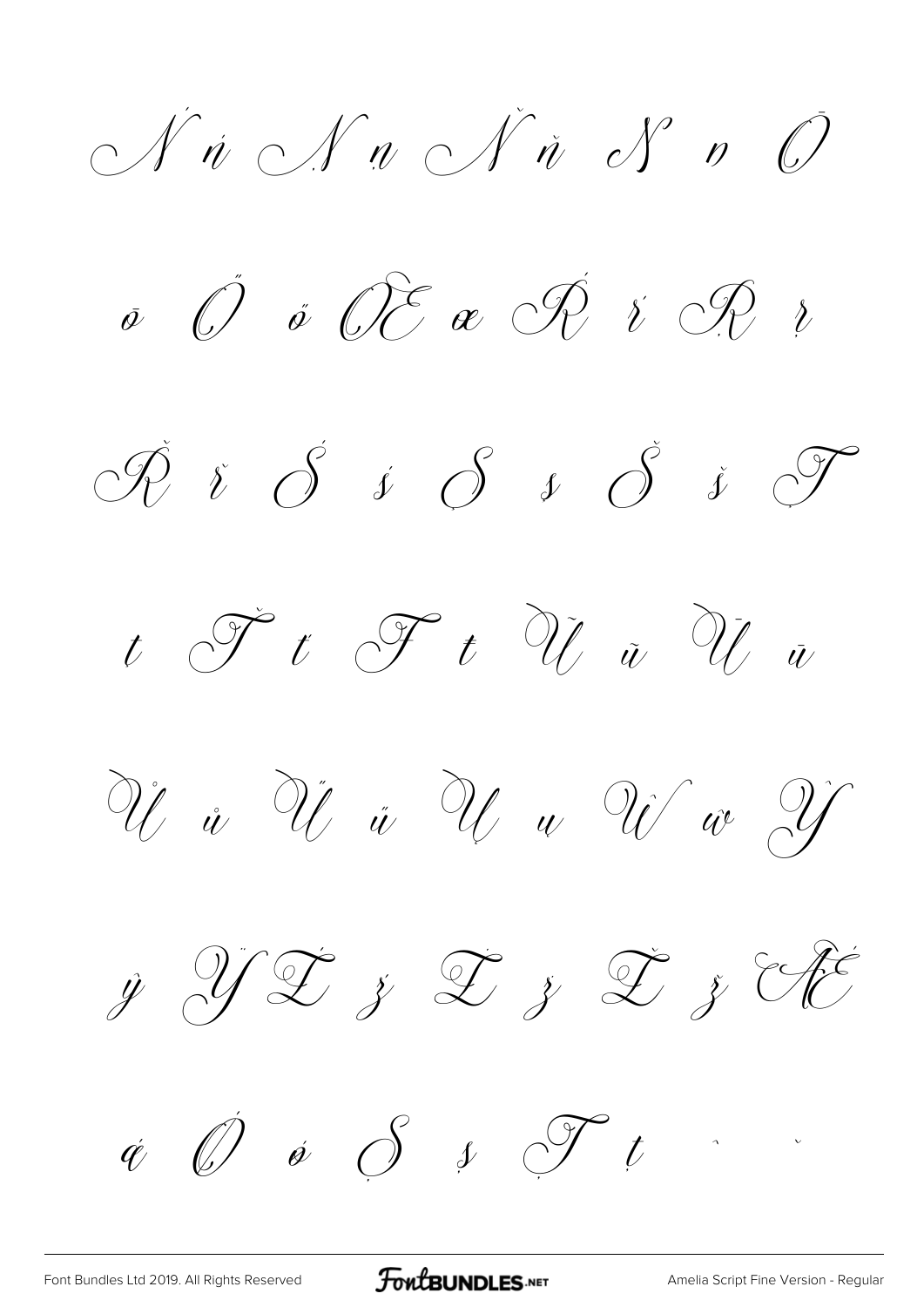Ń ń Ņ ņ Ň ň Ŋ ŋ Ō

ō Ő ő Œ œ Ŕ ŕ Ŗ ŗ

Ř ř Ś ś Ş ş Š š Ţ

ţ Ť ť Ŧ ŧ Ũ ũ Ū ū

Ů ů Ű ű Ų ų Ŵ ŵ Ŷ

ŷ Ÿ Ź ź Ż ż Ž ž Ǽ

ǽ Ǿ ǿ Ș ș Ț ț ˆ ˇ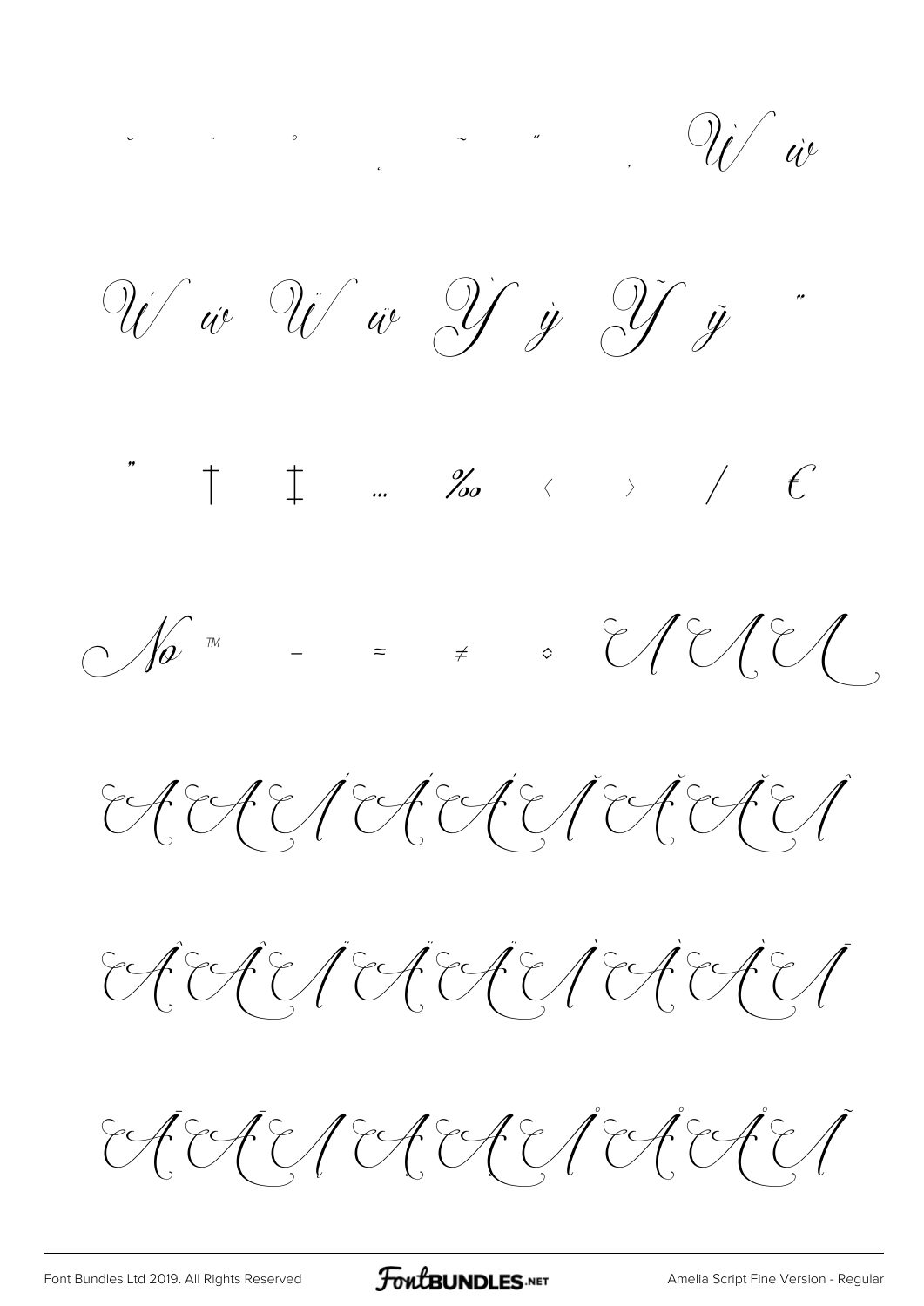˘ ˙ ˚ ˛ ˜ ˝ . Ừ ừ

Ứ ứ Ử ử Ỳ ỳ Ỹ ỹ ‟

” † ‡ … ‰ ‹ › ⁄ €

№ ™ − ≈ ≠ ◊

Ă Ą Á Ă Ą Â Ã Ä Ā Å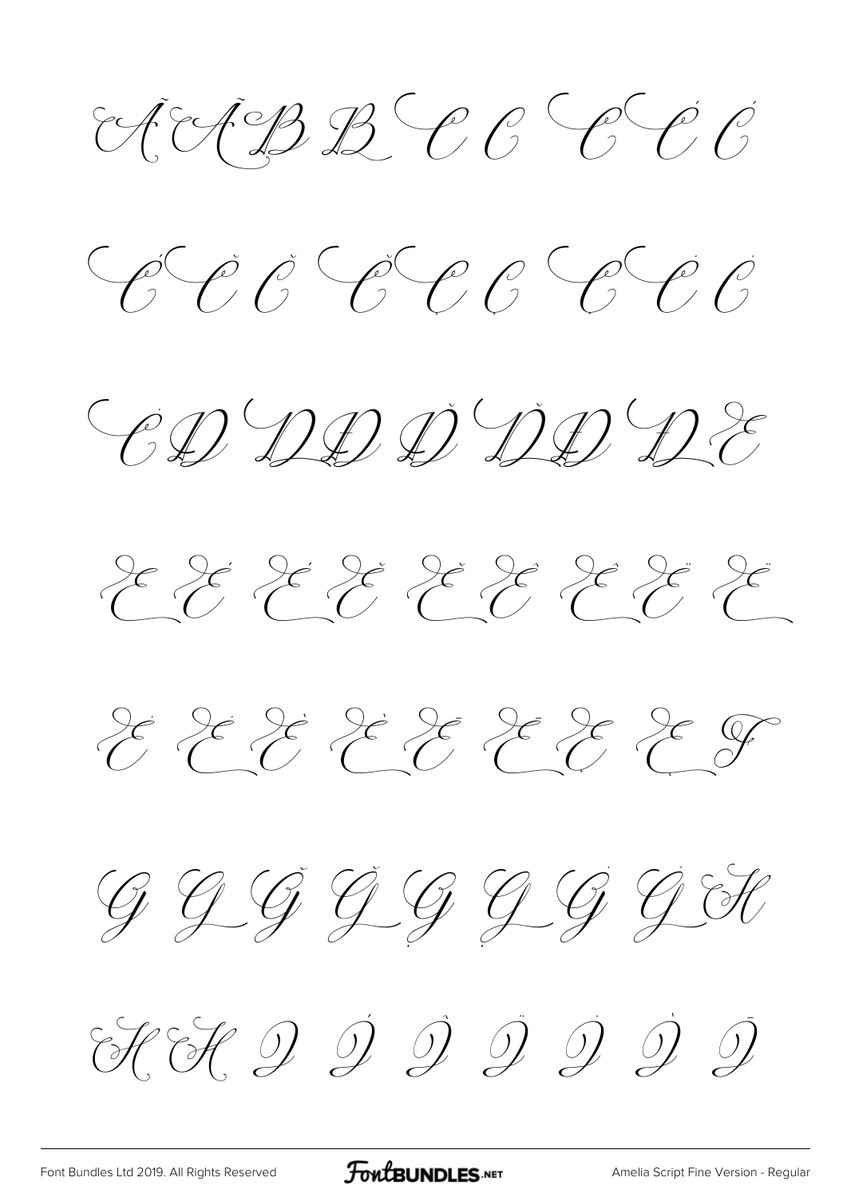Ã Ã B B C C C C Ć

Ć Č Č Č Ç Ç Ç Ċ Ċ

Ċ Đ Đ Đ Ď Ď Ď Ď E

E É É Ě Ě Ê Ê Ë Ë

Ė Ė Ė È È Ē Ē Ę F

G G Ğ Ğ Ģ Ģ Ġ Ġ H

H H I Í Î Ï İ Ì Ī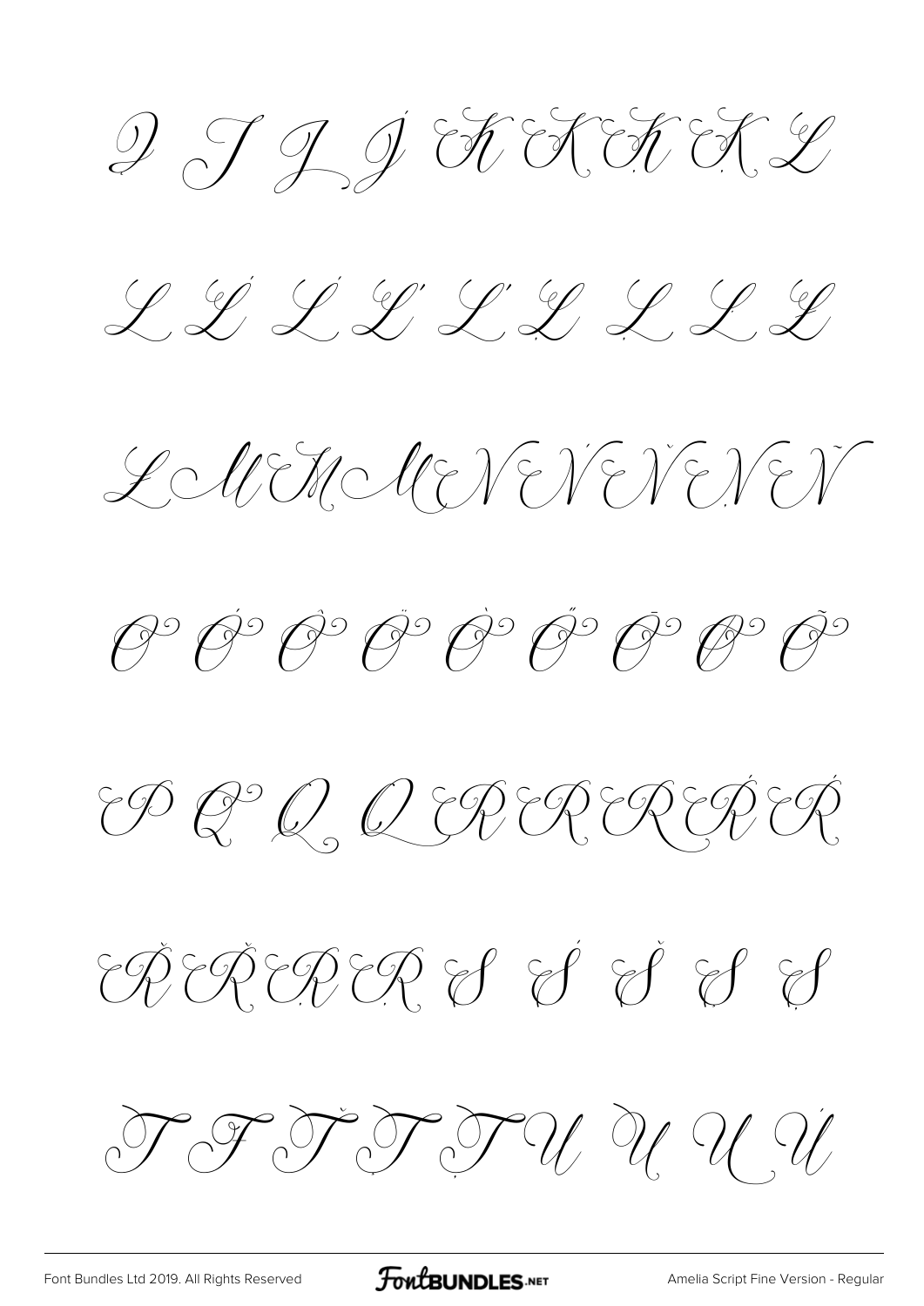I Ī Į Ĵ K K Ķ Ķ L

L Ĺ Ĺ Ľ Ľ Ļ Ļ Ŀ Ł

Ł M M M N Ń Ň Ņ Ñ

O Ó Ô Ö Ò Ő Ō Ø Õ

P Q Q Q R R R Ŕ Ŕ

Ř Ř Ŗ Ŗ S Ś Š Ş Ș

T T Ť Ţ Ț U U U Ú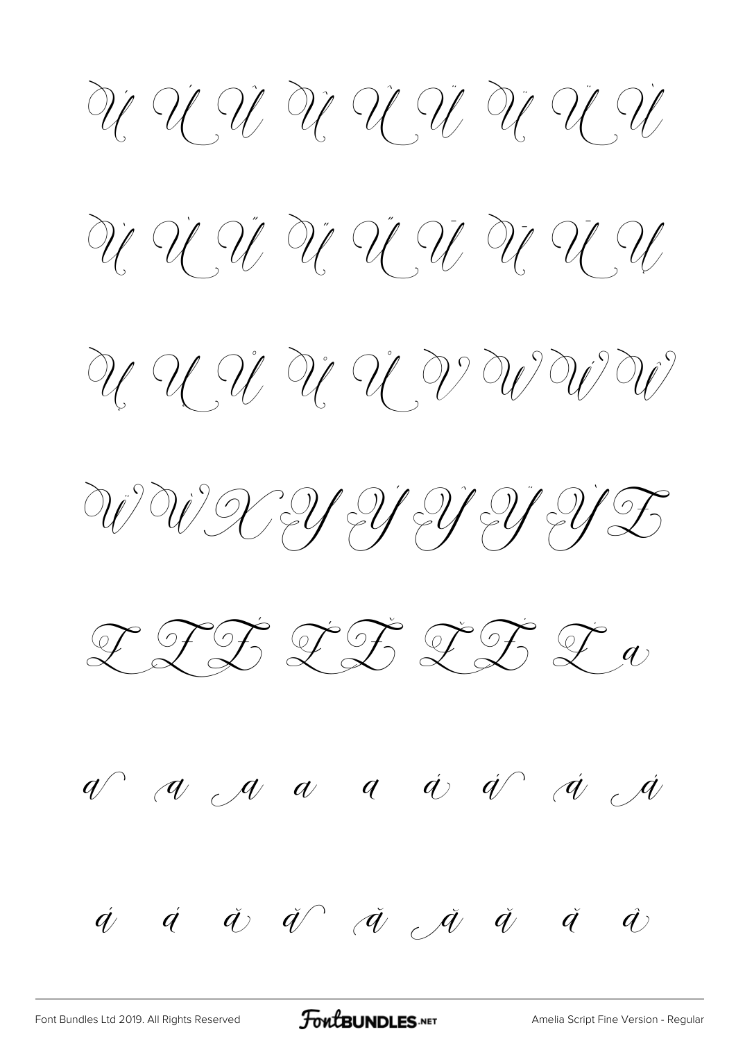Ú Ú Ú Û Û Û Ü Ü Ü

Ù Ù Ù Ű Ű Ű Ū Ū Ū

Ų Ų Ů Ů Ů V W Ẃ Ŵ

Ẅ Ẁ X Y Ý Ŷ Ÿ Ỳ Z

Z Z Ź Ź Ž Ž Ż Ż Ż a

a a a a a á á á á

á á ă ă ă ă ă ă â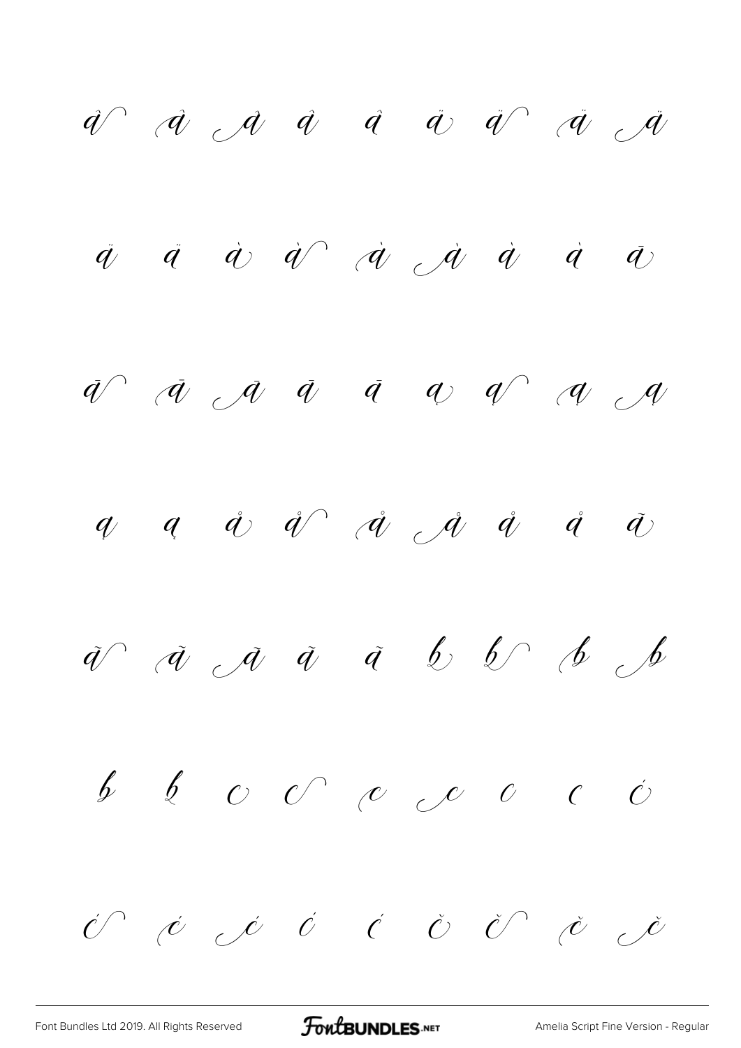â â â â â ä ä ä ä

ä ä à à à à à à ā

ā ā ā ā ā ą ą ą ą

ą ą å å å å å å ã

ã ã ã ã ã b b b b

b b c c c c c c ć

ć ć ć ć ć č č č č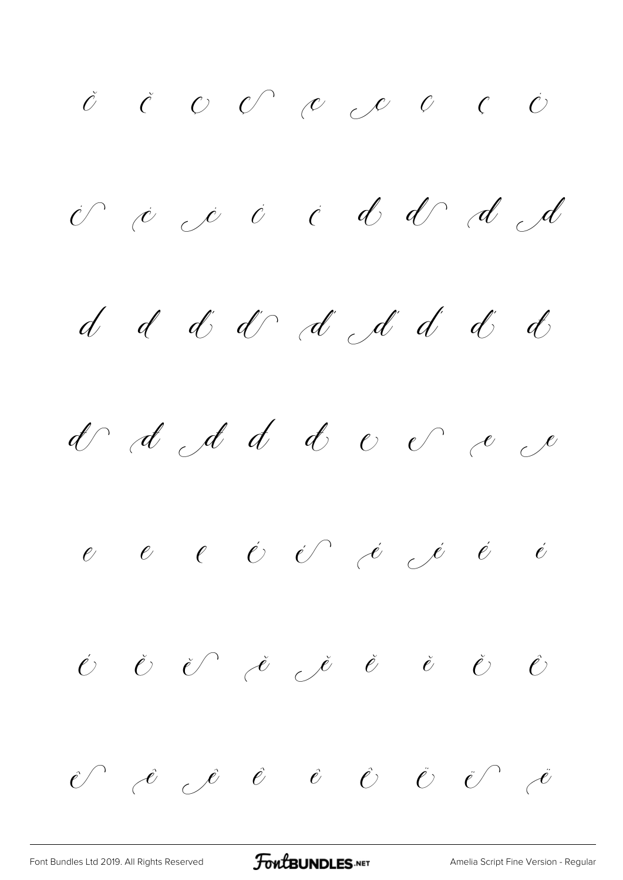č č c c c c c c ċ

ċ ċ ċ ċ ċ d d d d

d d ď ď ď ď ď ď đ

đ đ đ đ đ e e e e

e e e é é é é é é

é ĕ ĕ ĕ ĕ ĕ ĕ ě ě

ě ê ê ê ê ê ë ë ë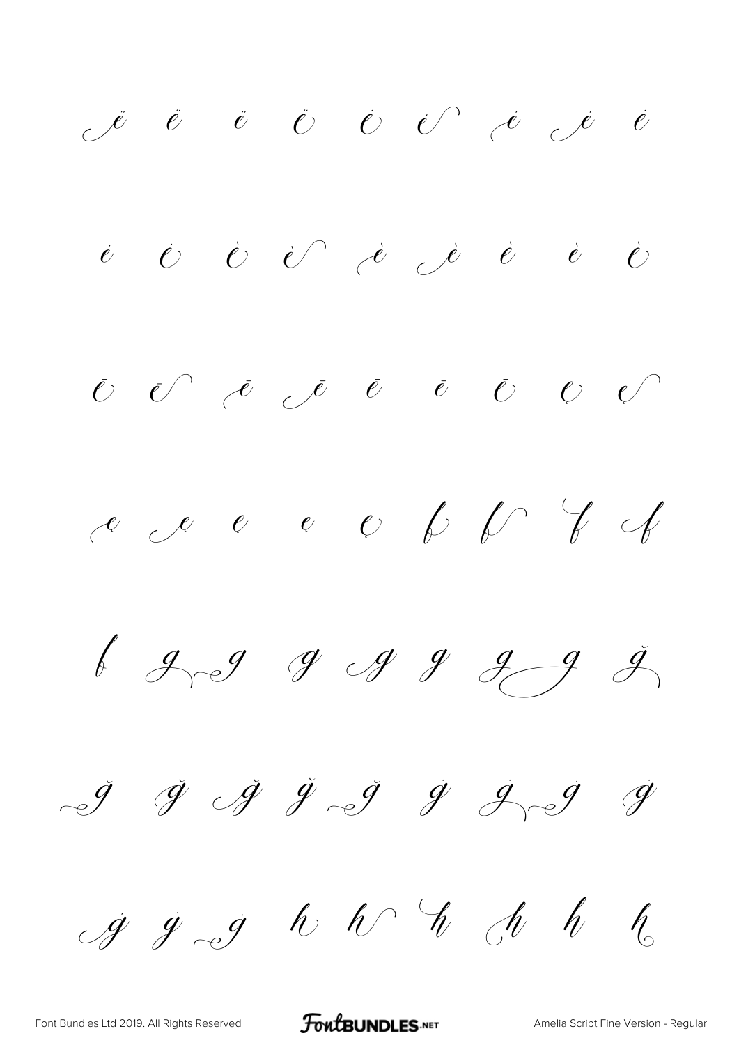ë ë ë ë ė ė ė ė ė

ė ė è è è è è è è

ē ē ē ē ē ē ē ę ę

ę ę ę ę ę f f f f

f g g g g g g g ğ

ğ ğ ğ ğ ğ ġ ġ ġ ġ

ġ ġ ġ h h h h h h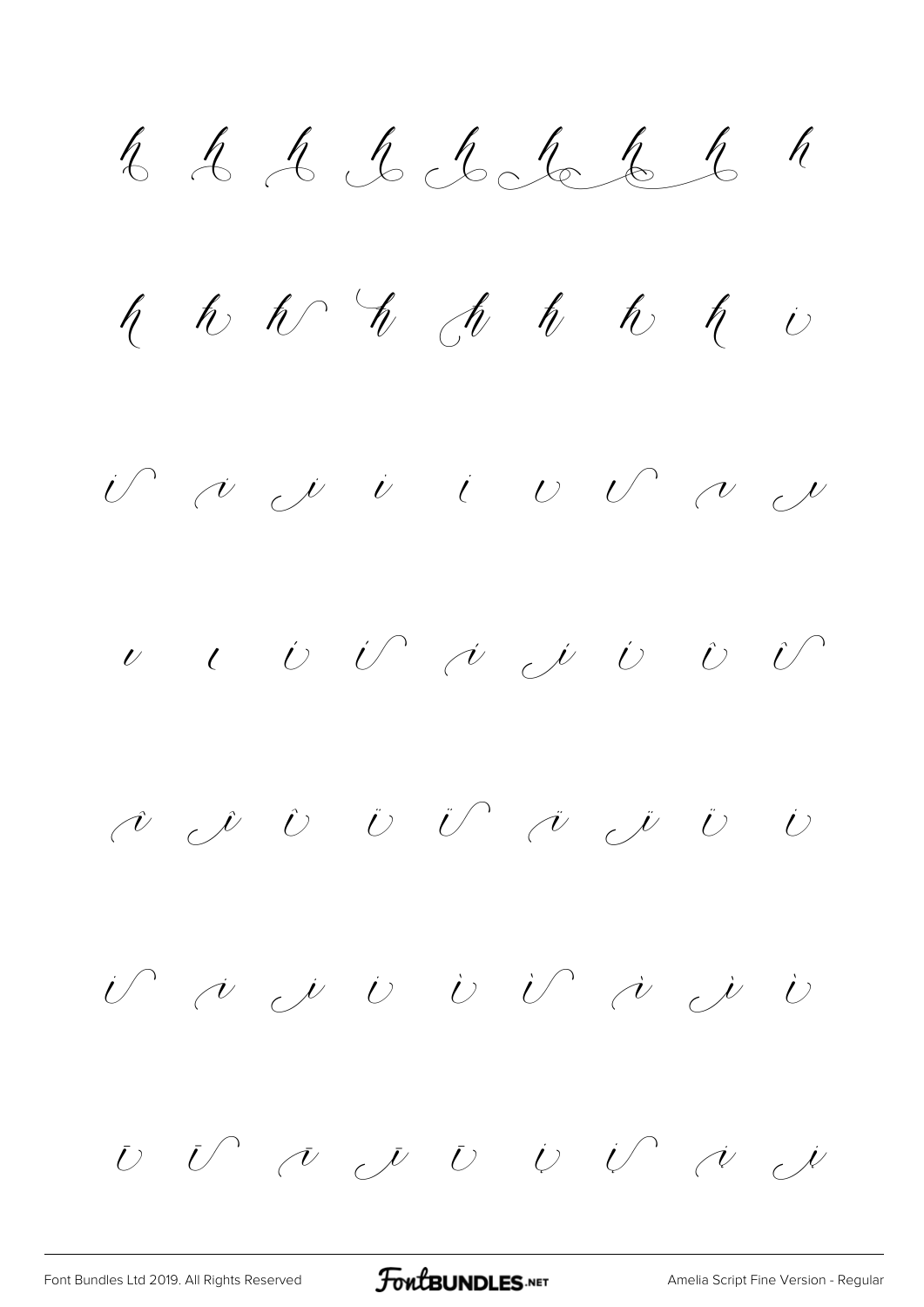h h h h h h h h h

h h h h h h h h i

i i i i i i i i i

i i i i i i i î î

î î ï ï ï ï ï ï i

i i i i ì ì ì ì ì

ī ī ī ī ī į į į į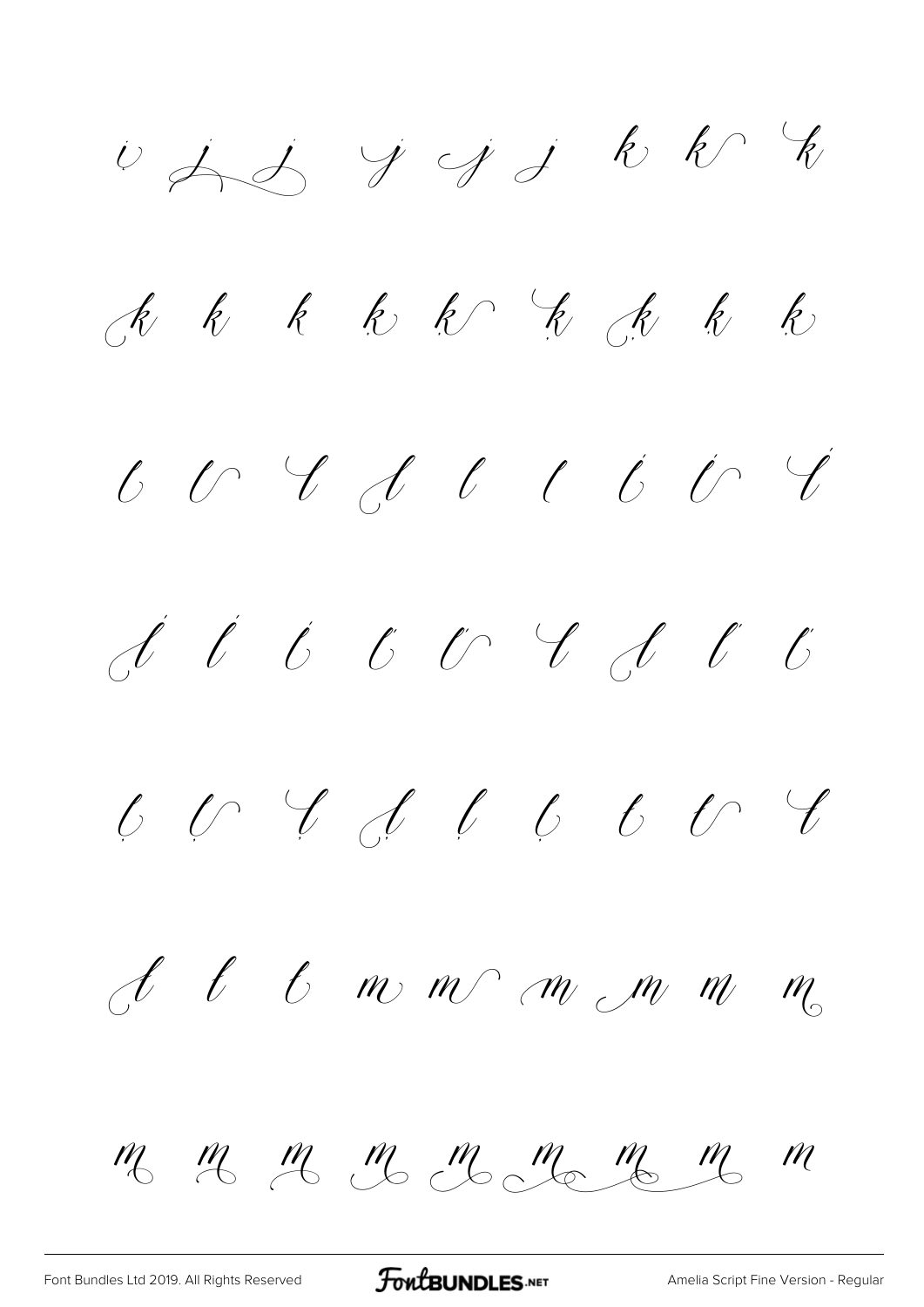i j j j j j k k k

k k k k k k k k k

l l l l l l l l l

l l l l l l l l l

l l l l l l l l l

l l l m m m m m m

m m m m m m m m m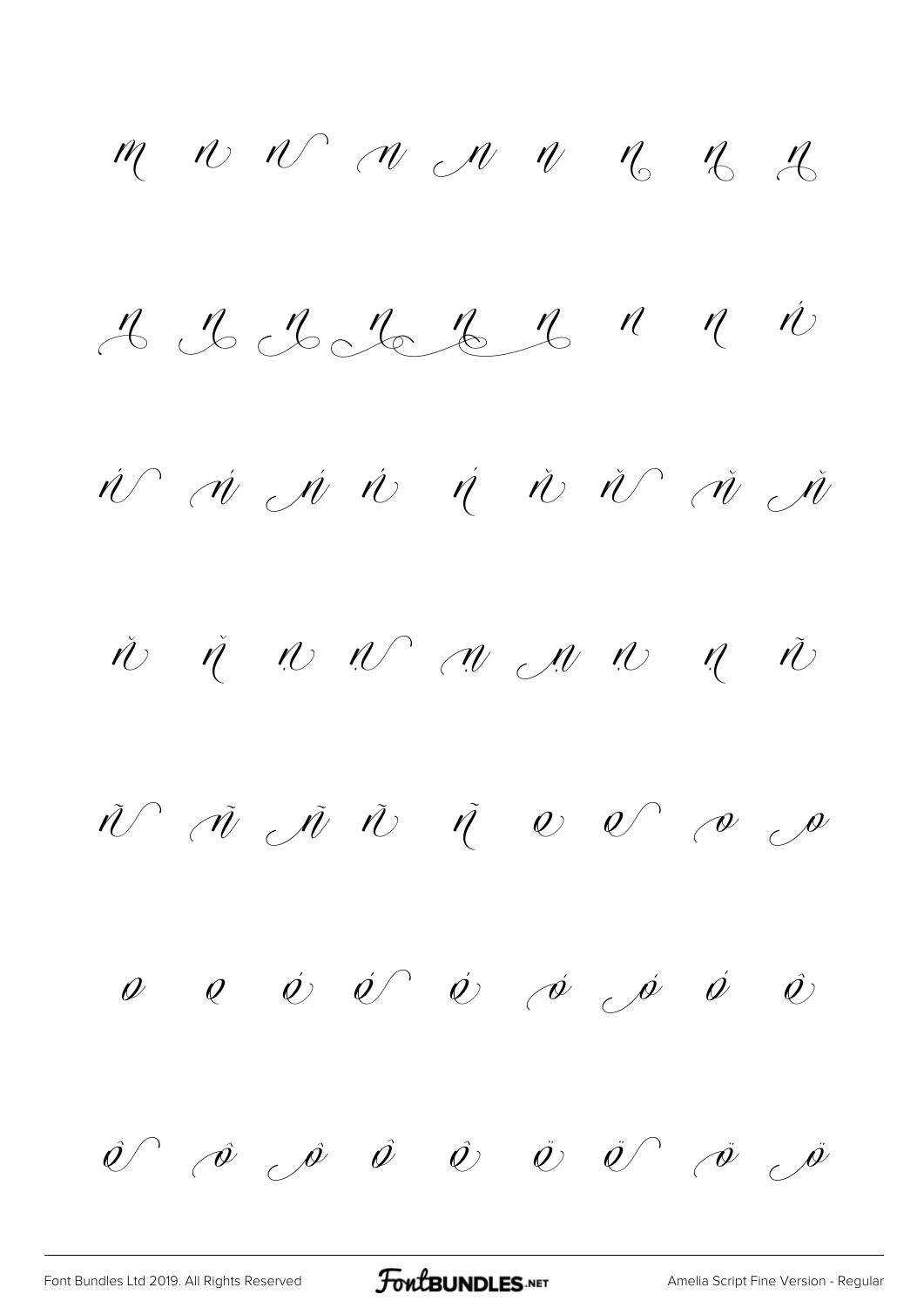m n n n n n n n n

n n n n n n n n ń

ń ń ń ń ń ň ň ň ň

ň ň ņ ņ ņ ņ ņ ņ ñ

ñ ñ ñ ñ ñ o o o o

o o ó ó ó ó ó ó ô

ô ô ô ô ô ö ö ö ö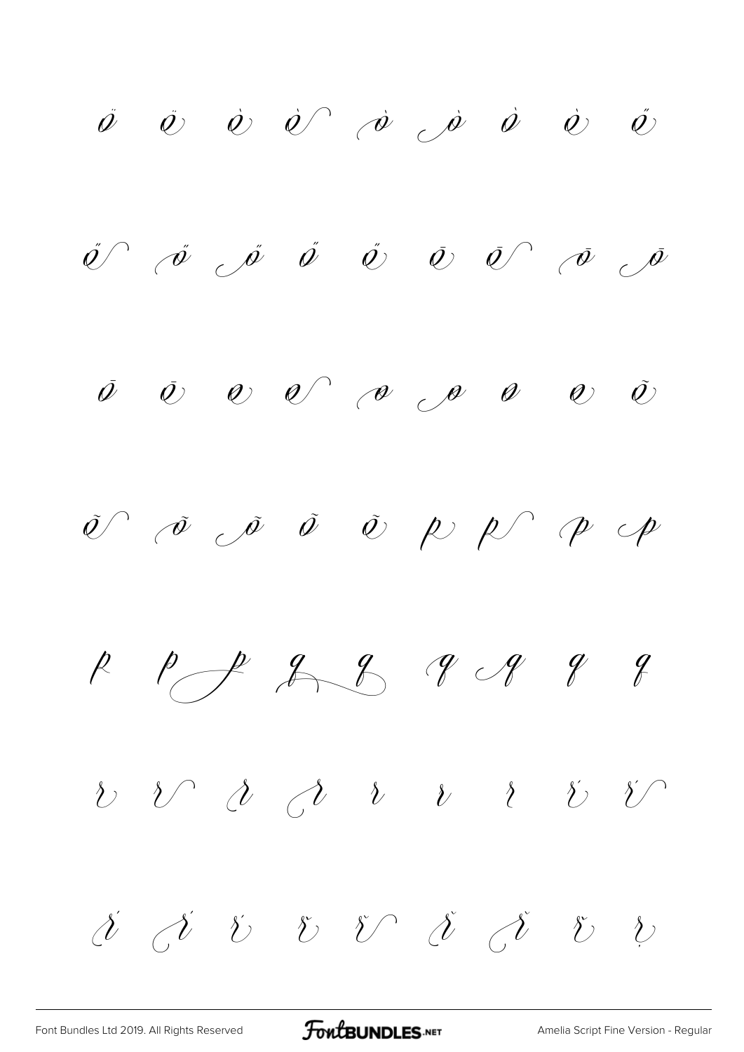ö ö ò ò ò ò ò ò ő

ő ő ő ő ő ō ō ō ō

ō ō ø ø ø ø ø ø õ

õ õ õ õ õ p p p p

p p p q q q q q q

r r r r r r r ŕ ŕ

ŕ ŕ ŕ ř ř ř ř ř ṛ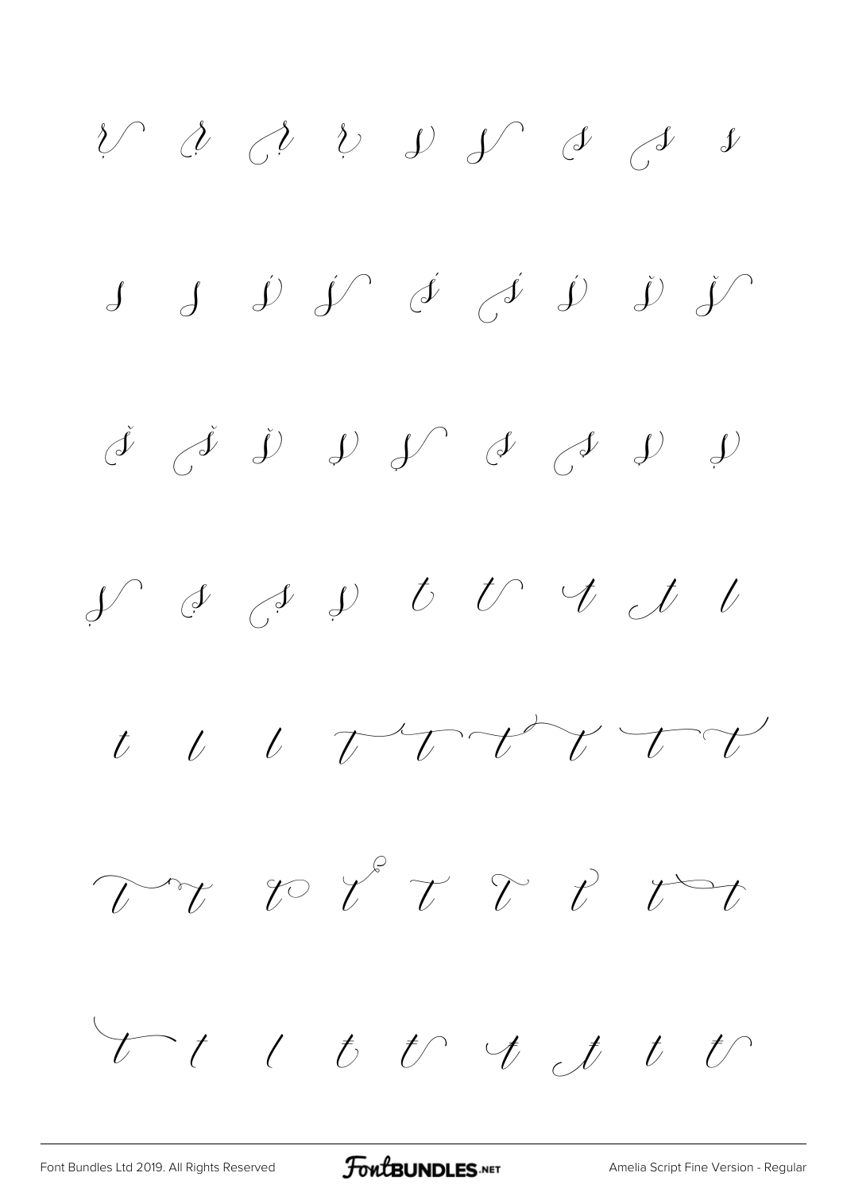ṛ ṛ ṛ ṛ s s s s s

s s ś ś ś ś ś š š

š š š ṣ ṣ ṣ ṣ ṣ ṣ

ṣ ṣ ṣ ṣ t t t t t

t t t t t t t t t

t t t t t t t t

t t t t t t t t t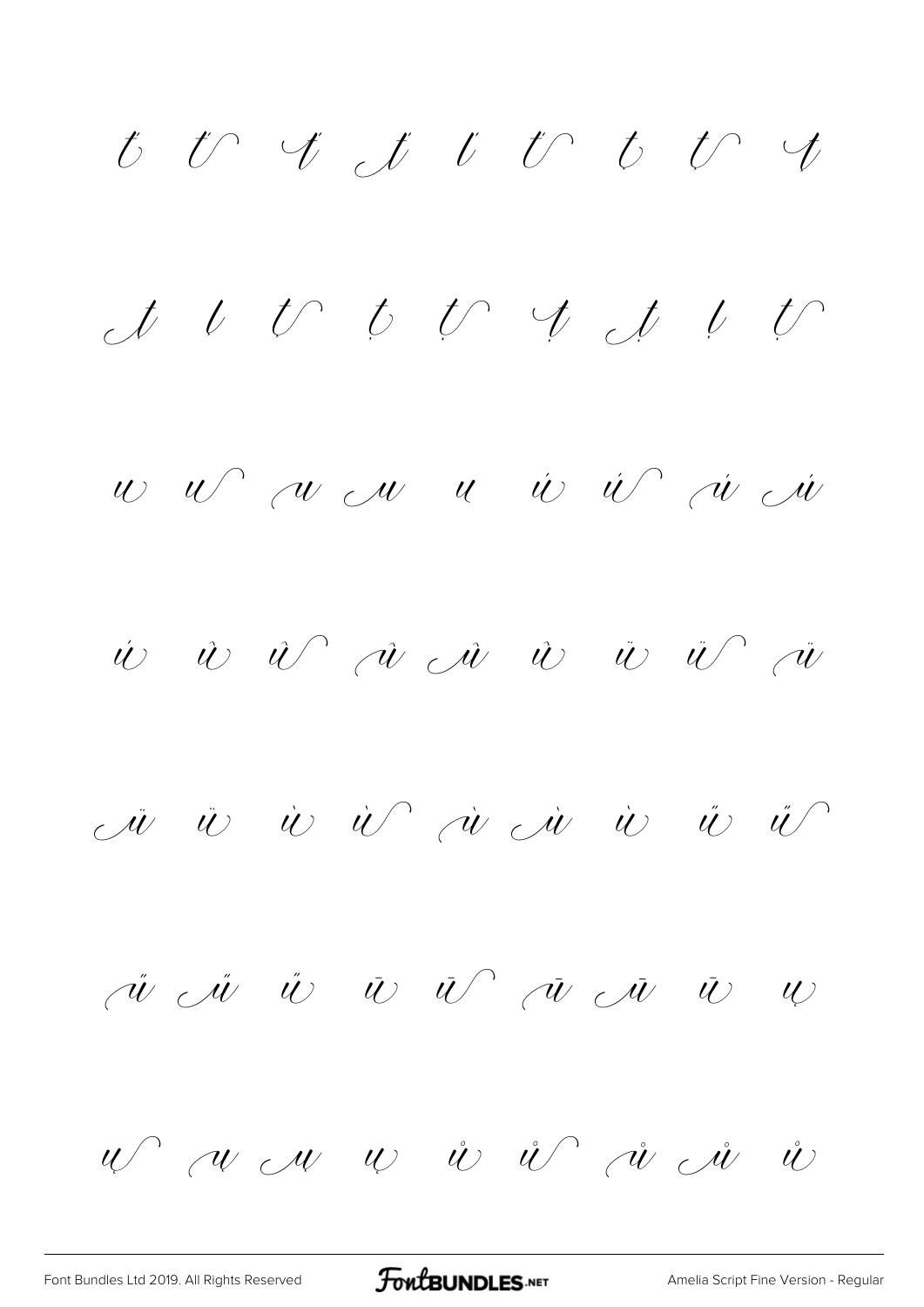t t t t t t t t t

t t t t t t t t t

u u u u u ú ú ú ú

ú û û û û û ü ü ü

ü ü ù ù ù ù ù ű ű

ű ű ű ū ū ū ū ū ų

ų ų ų ų ů ů ů ů ů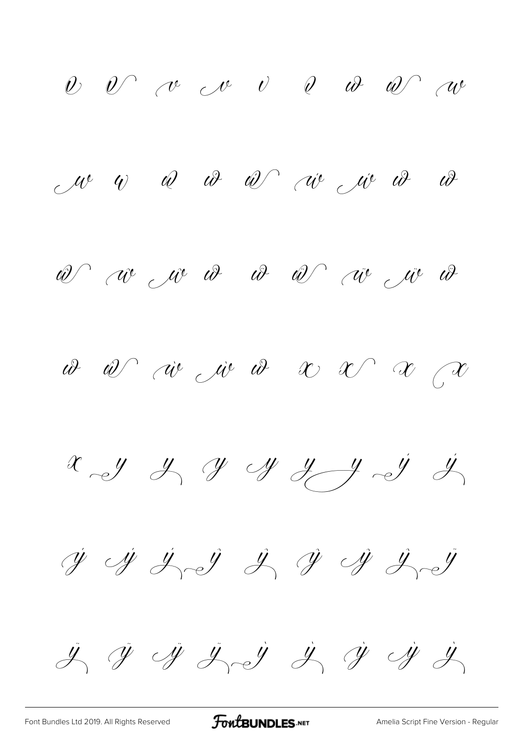v v v v v v w w w

w w ẃ ẃ ẃ ẃ ẃ ŵ ŵ

ŵ ŵ ŵ ŵ ẅ ẅ ẅ ẅ ẅ

ẁ ẁ ẁ ẁ ẁ x x x x

x y y y y y y ý ý

ý ý ý ŷ ŷ ŷ ŷ ŷ ÿ

ÿ ÿ ÿ ÿ ỳ ỳ ỳ ỳ ỳ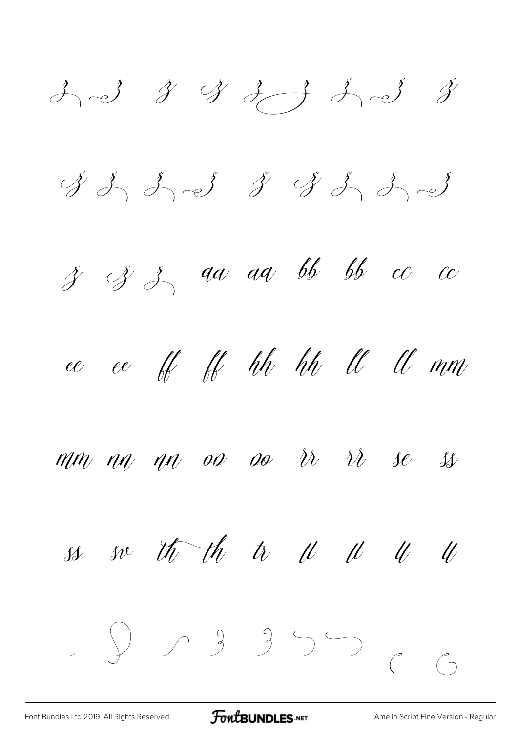ž ž ž ž ž ž ž

ž ž ž ž ž ž ž ž

ž ž ž aa aa bb bb cc cc

ee ee ff ff hh hh ll ll mm

mm nn nn oo oo rr rr se ss

ss sv th th tr tt ll tt ll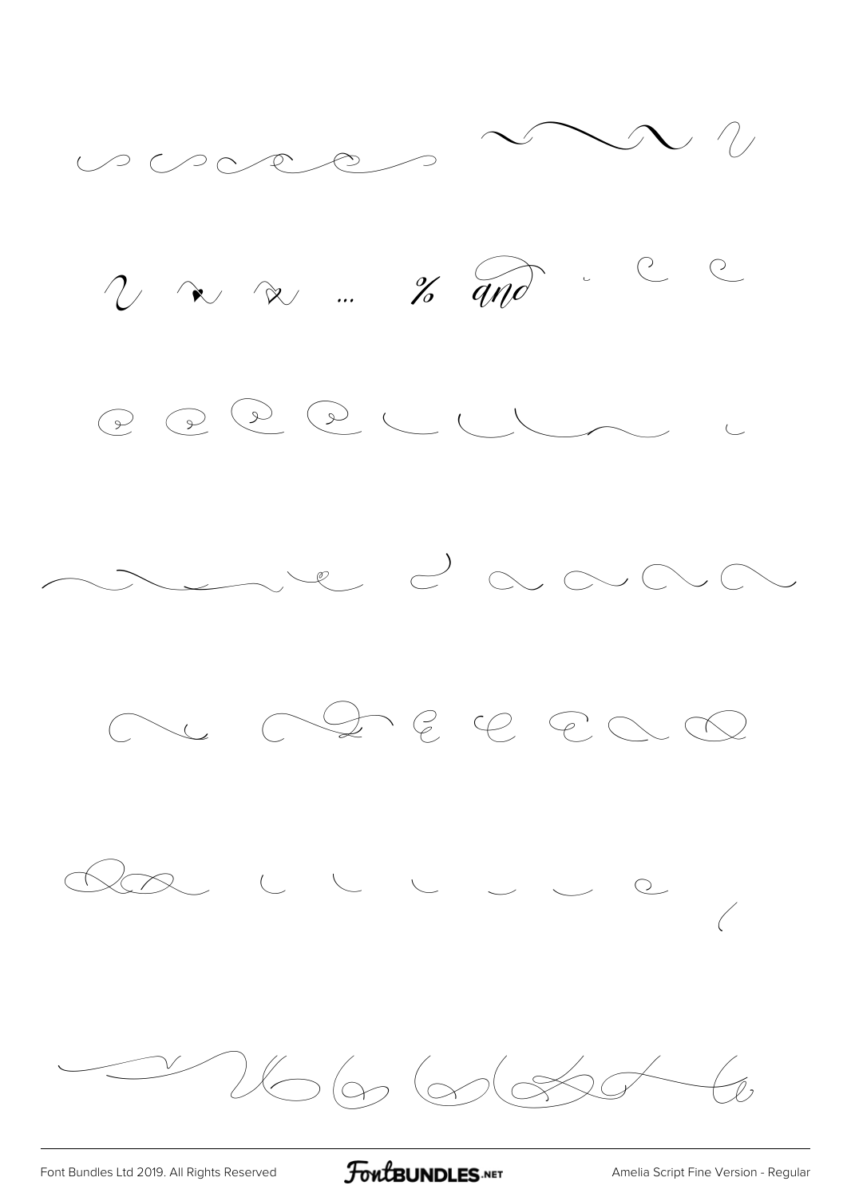% and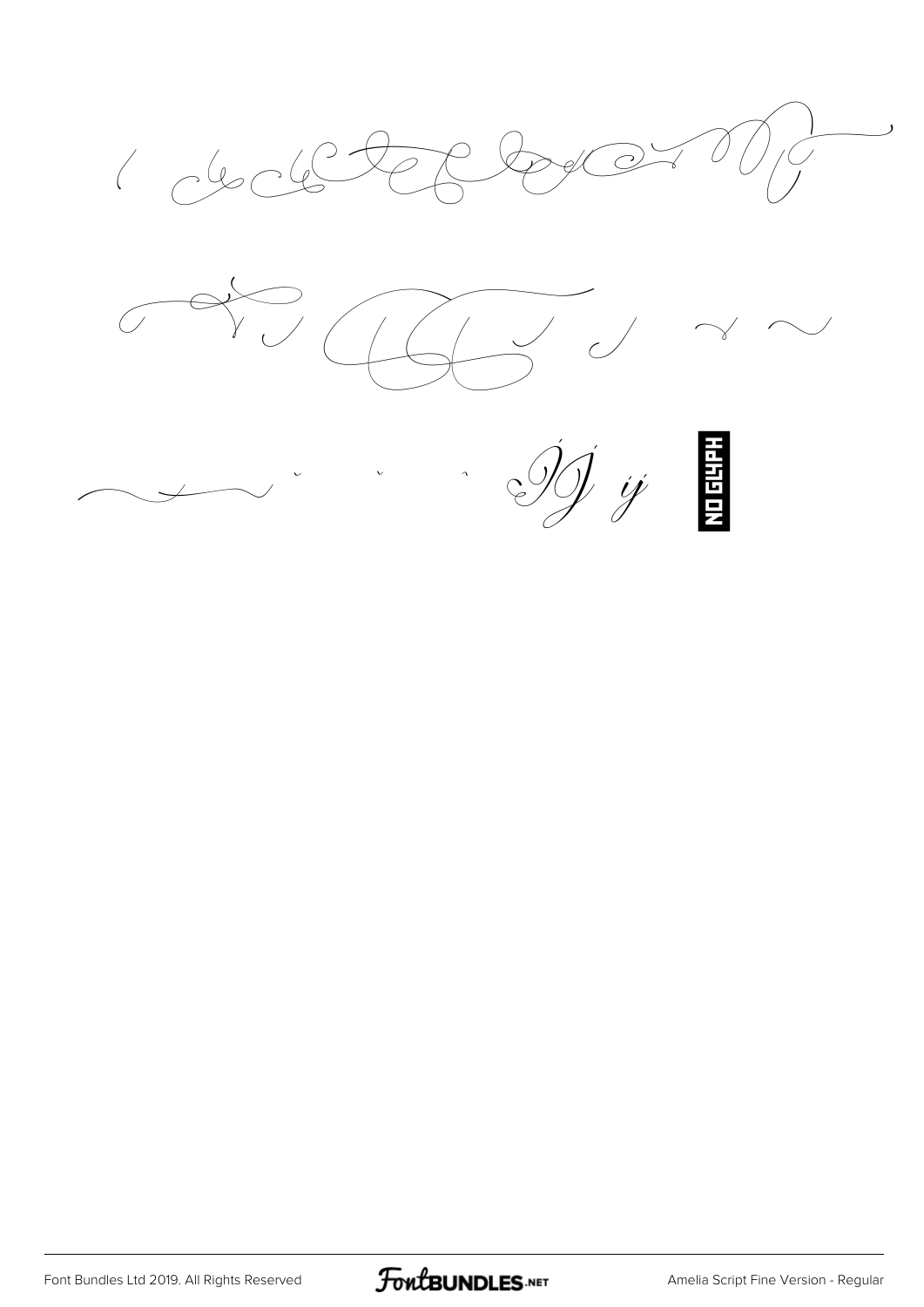IJ ij NO GLYPH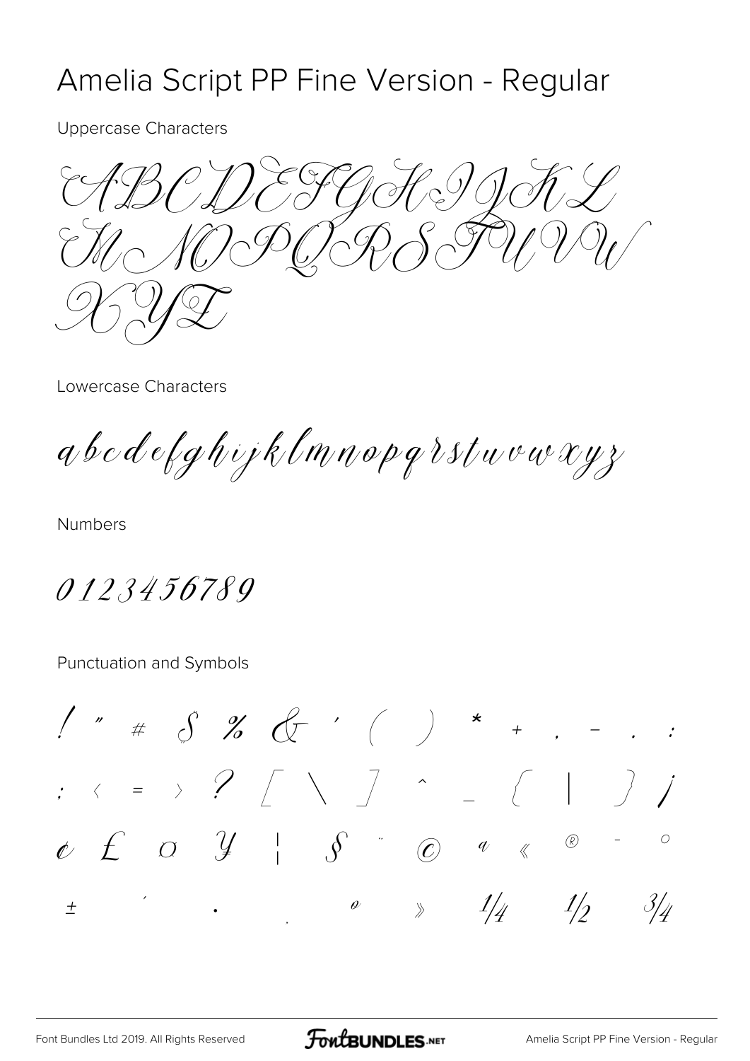# Amelia Script PP Fine Version - Regular

Uppercase Characters

ABCDEFGHIJKL
MNOPQRSTUVW
XYZ

Lowercase Characters

abcdefghijklmnopqrstuvwxyz

Numbers

0123456789

Punctuation and Symbols

! " # $ % & ' ( ) * + , - . :
; < = > ? [ \ ] ^ _ { | } ¡
¢ £ ¤ ¥ ¦ § ¨ © ª « ® - °
± ´ · ¸ º » ¼ ½ ¾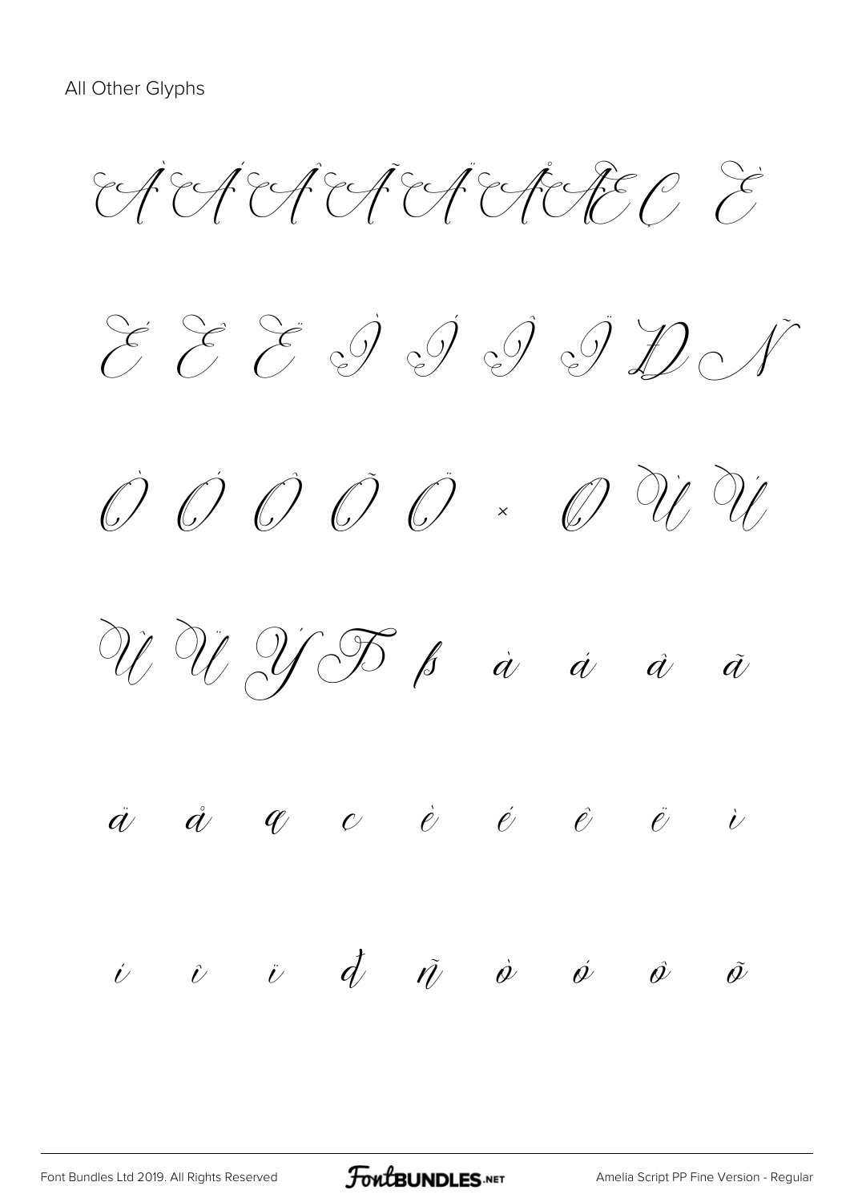All Other Glyphs

À Á Â Ã Ä Å Æ Ç È

É Ê Ë Ì Í Î Ï Ð Ñ

Ò Ó Ô Õ Ö × Ø Ù Ú

Û Ü Ý Þ ß à á â ã

ä å æ ç è é ê ë ì

í î ï ð ñ ò ó ô õ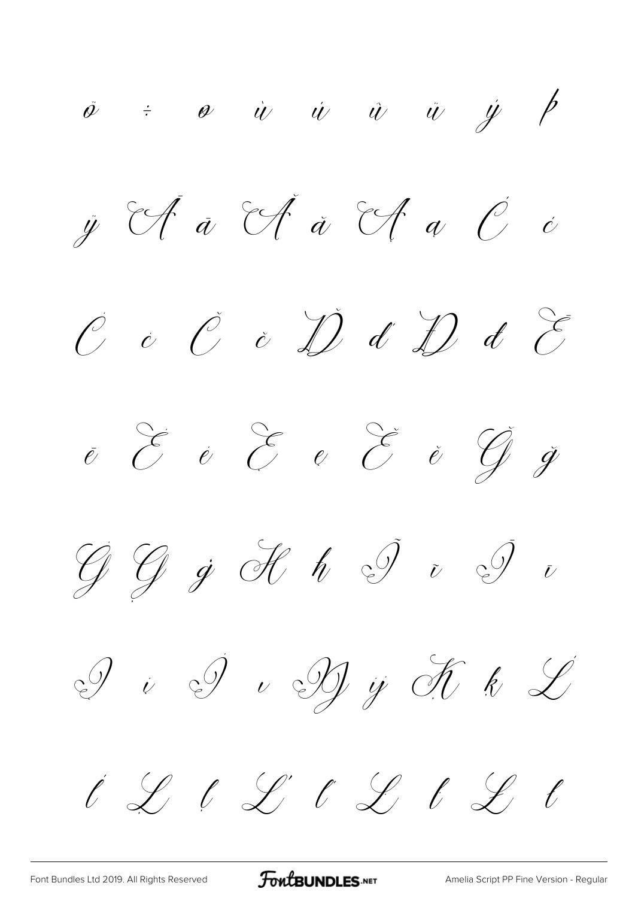ö ÷ ø ù ú û ü ý þ

ÿ Ā ā Ă ă Ą ą Ć ć

Ċ ċ Č č Ď ď Đ đ Ē

ē Ė ė Ę ę Ě ě Ğ ğ

Ġ Ģ ģ Ħ ħ Ĩ ĩ Ī ī

Į į İ ı Ĳ ĳ Ķ ķ Ĺ

ĺ Ļ ļ Ľ ľ Ŀ ŀ Ł ł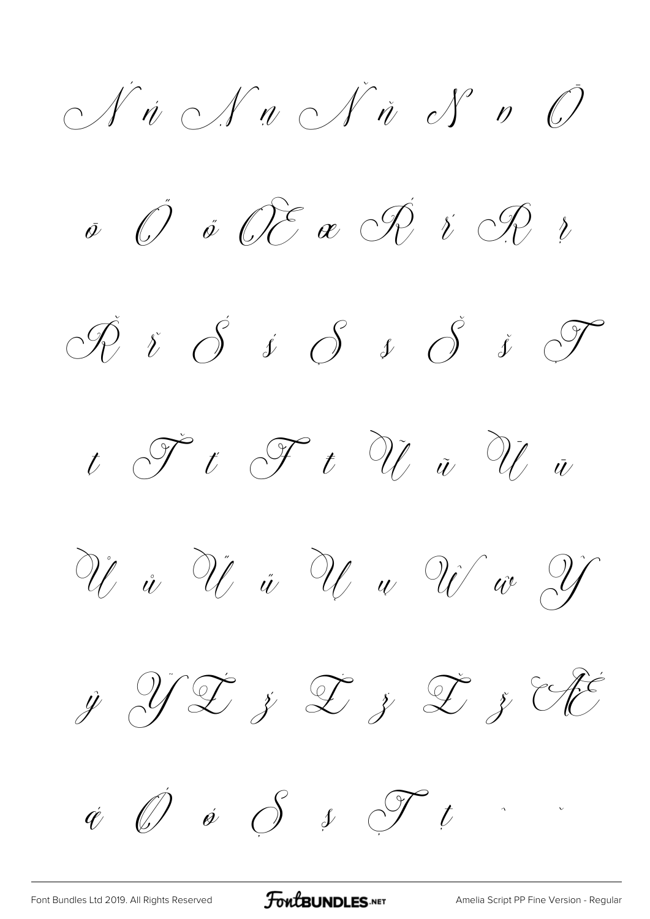Ń ń Ņ ņ Ň ň Ŋ ŋ Ō

ō Ő ő Œ œ Ŕ ŕ Ŗ ŗ

Ř ř Ś ś Ş ş Š š Ţ

ţ Ť ť Ŧ ŧ Ũ ũ Ū ū

Ů ů Ű ű Ų ų Ŵ ŵ Ŷ

ŷ Ÿ Ź ź Ż ż Ž ž Ǽ

ǽ Ǿ ǿ Ș ș Ț ț ˆ ˇ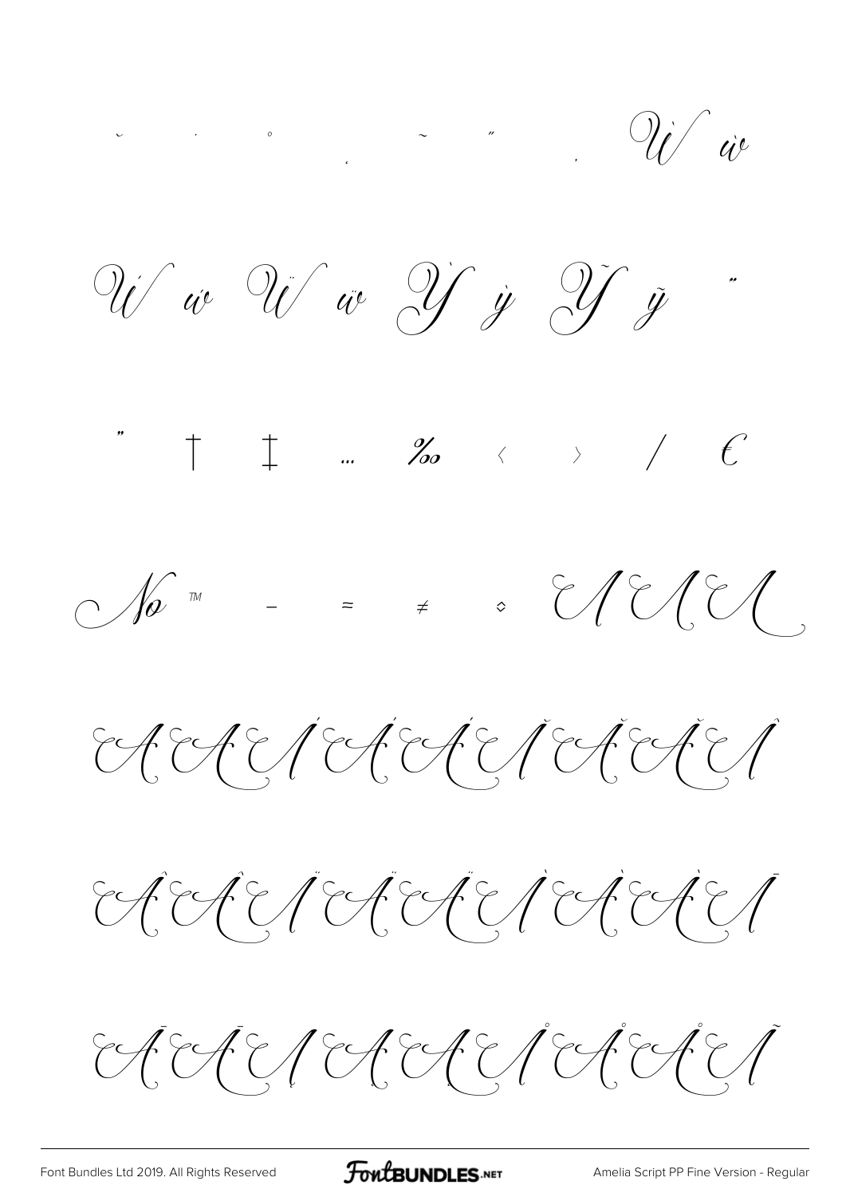˘ ˙ ˚ ˛ ˜ ˝ ̦ Ừ ừ

Ứ ứ Ữ ữ Ỳ ỳ Ỹ ỹ "

" † ‡ … ‰ ‹ › ⁄ €

№ ™ − ≈ ≠ ◊

Font Bundles Ltd 2019. All Rights Reserved

Amelia Script PP Fine Version - Regular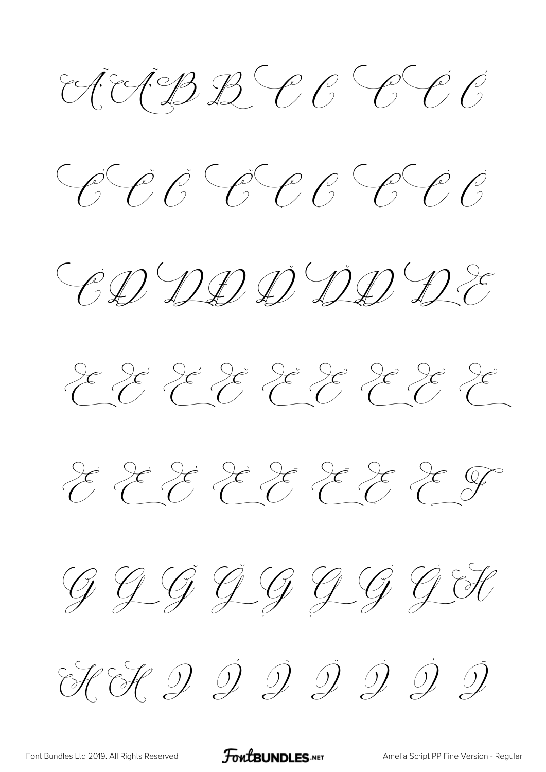Ã Ã B B C C C Ć Ć

Ć Ć Č Č Č C̦ Ç Ç Ċ Ċ

Ċ D Ď Ď Ď Ď Đ Đ E

E É É Ě Ě Ê Ê Ë Ë

Ė Ė Ė È È Ē Ē Ę Ę F

G G Ğ Ğ Ģ Ģ Ġ Ġ H

H H I Í Î Ï İ Ì Ī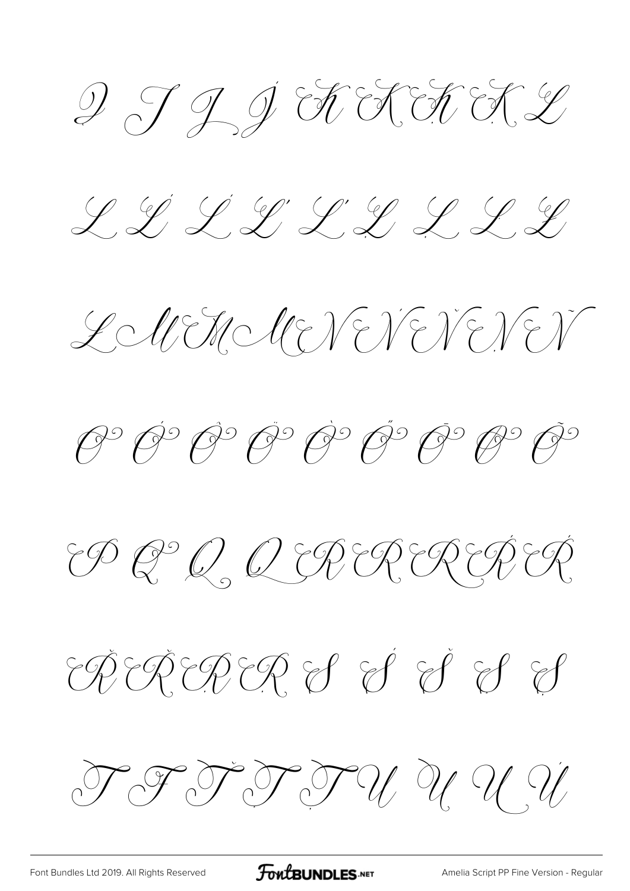I Ï Ì Ĵ Ķ Ķ Ķ Ķ L

L Ĺ Ľ Ľ Ŀ Ļ Ł L L

L M M M N Ń Ň Ņ Ñ

O Ó Ô Ö Ò Ő Ō Ø Õ

P Q Q Q R R R Ŕ Ŕ

Ř Ř Ŗ Ŗ S Ś Š S Ş

T Ŧ Ť Ţ Ţ U Ù U Ú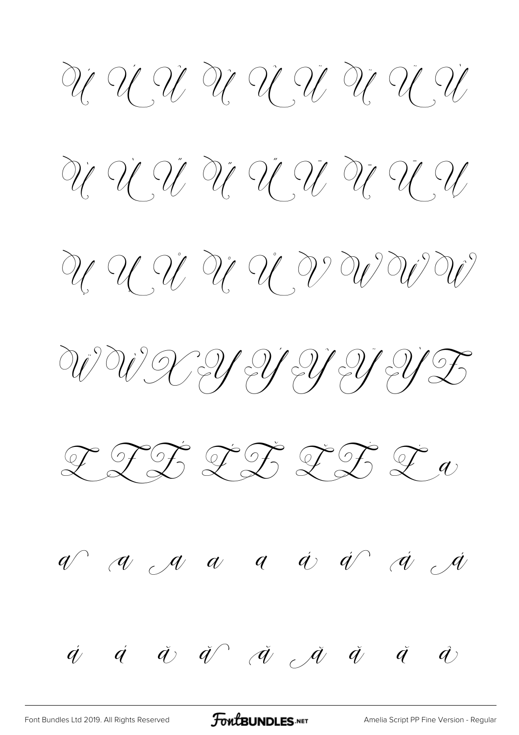Ú Ú Ú Û Û Û Ü Ü Ü Ù

Ù Ù Ű Ű Ű Ū Ū Ū Ų Ų

Ų Ů Ů Ů V W Ẃ Ŵ

Ẅ Ẁ X Y Ý Ŷ Ÿ Ỳ Z

Z Ź Ź Ž Ž Ż Ż a

a a a a a á á á á

á á ă ă ă ă ă ă â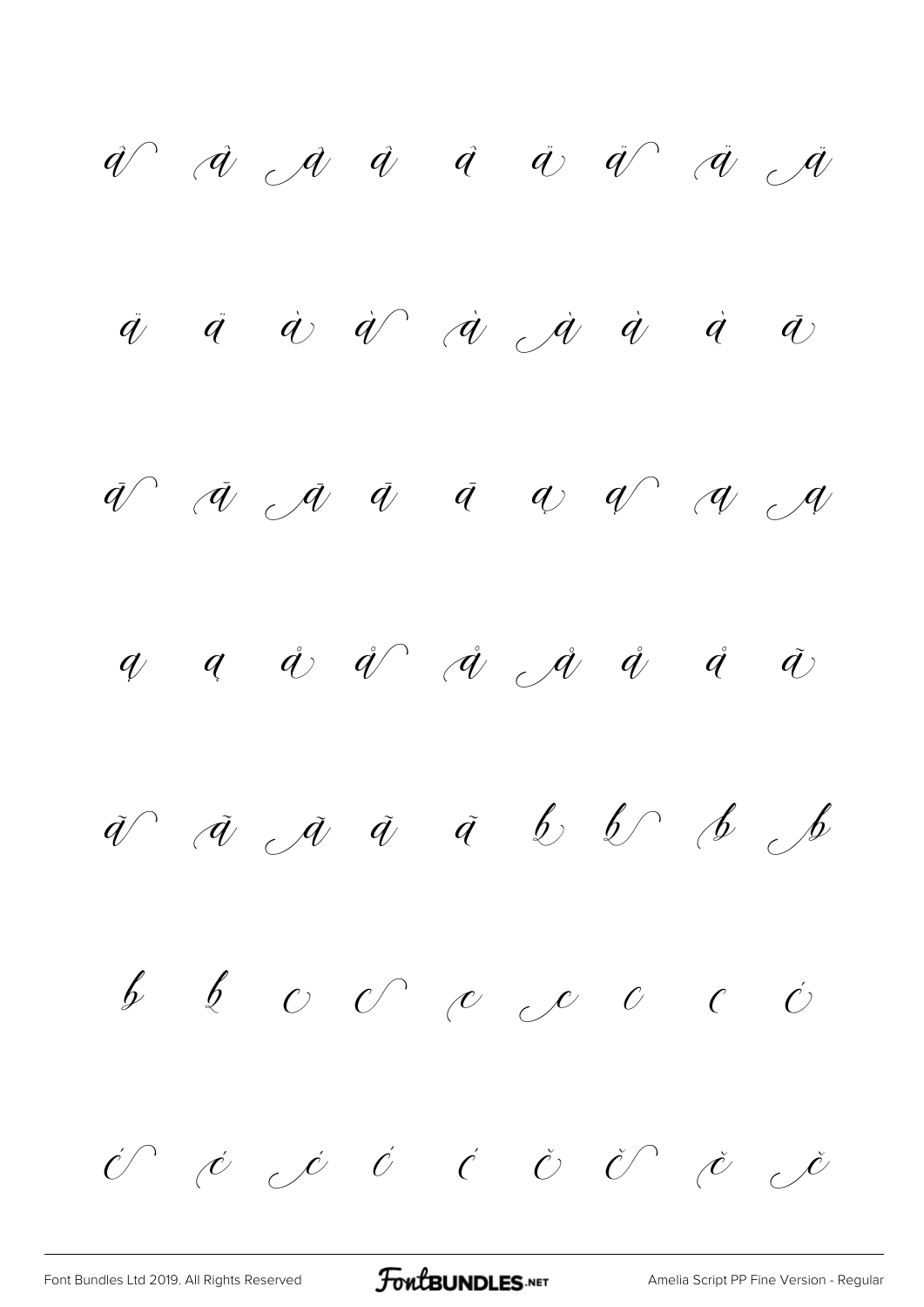â â â â â ä ä ä ä

ä ä à à à à à à ā

ā ā ā ā ā ą ą ą ą

ą ą å å å å å å ã

ã ã ã ã ã b b b b

b b c c c c c c ć

ć ć ć ć ć č č č č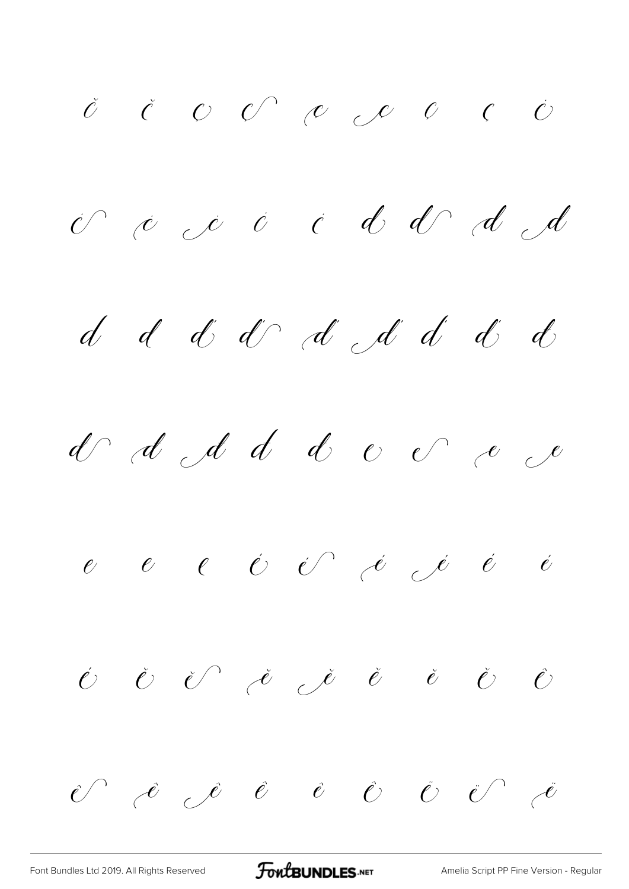č č c c c c c c ċ

ċ ċ ċ ċ ċ d d d d

d d ď ď ď ď ď ď đ

đ đ đ đ đ e e e e

e e e é é é é é é

é ĕ ĕ ĕ ĕ ĕ ĕ ě ě

ê ê ê ê ê ê ë ë ë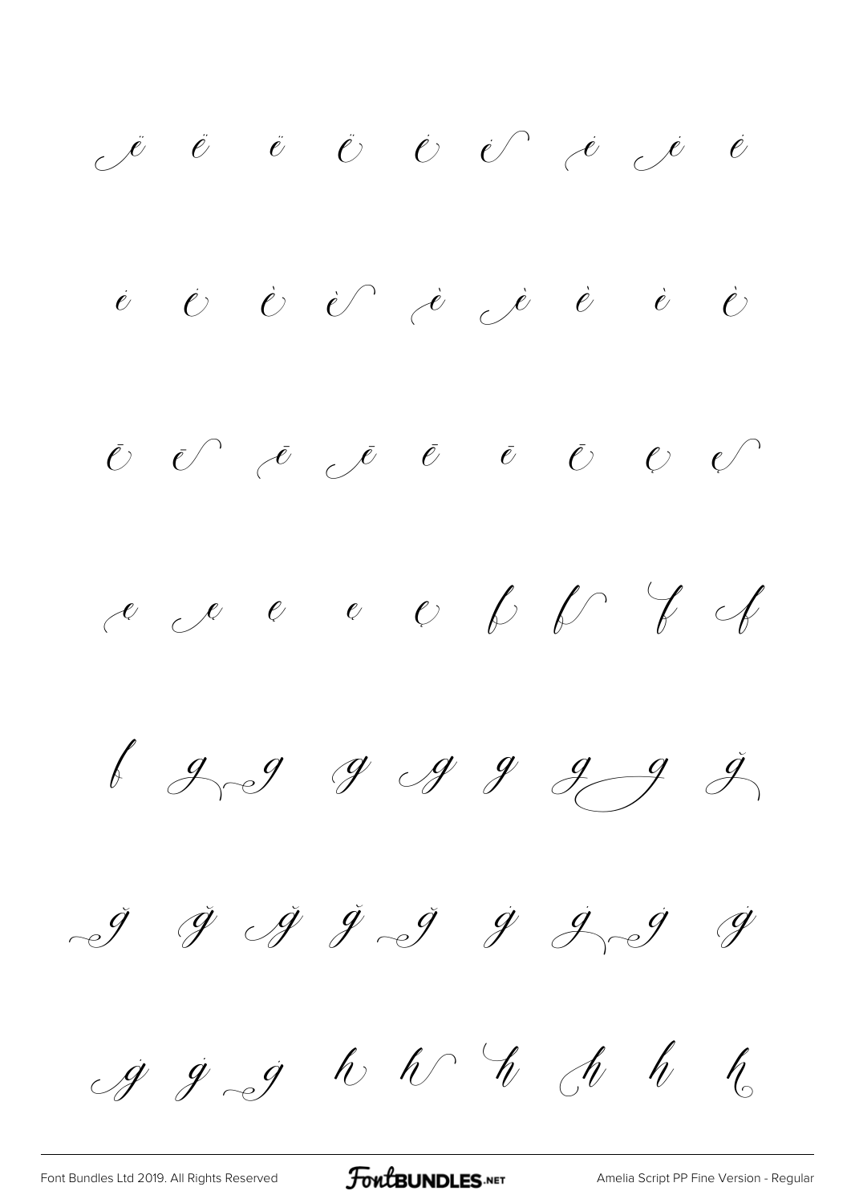ë ë ë ë ė ė ė ė ė

ė ė è è è è è è è

ē ē ē ē ē ē ē ę ę

ę ę ę ę ę f f f f

f g g g g g g g ğ

ğ ğ ğ ğ ğ ġ ġ ġ ġ

ġ ġ ġ h h h h h h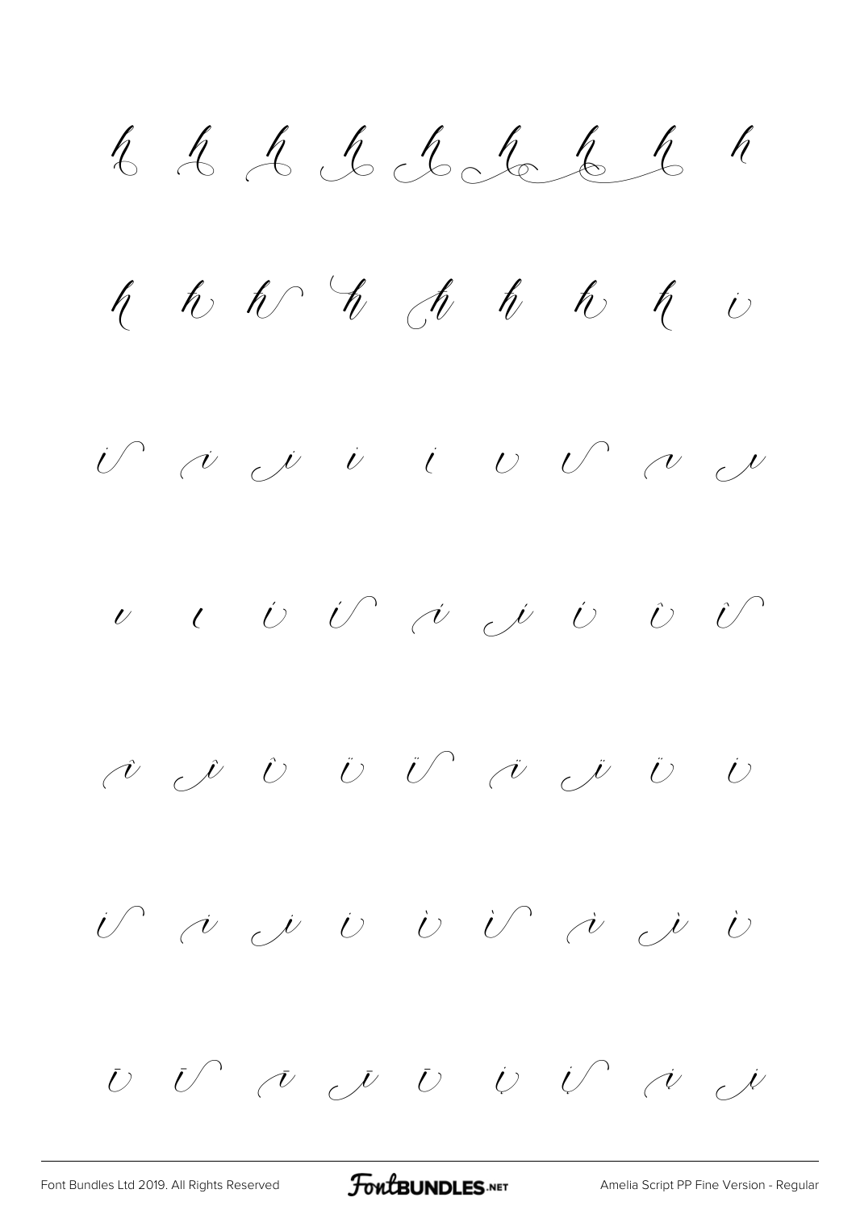h h h h h h h h h

h h h h h h h h i

i i i i i i i i i

i i i i i i í ì î

î î î ï ï ï ï ï í

í í í í ì ì ì ì ì

ī ī ī ī ī į į į į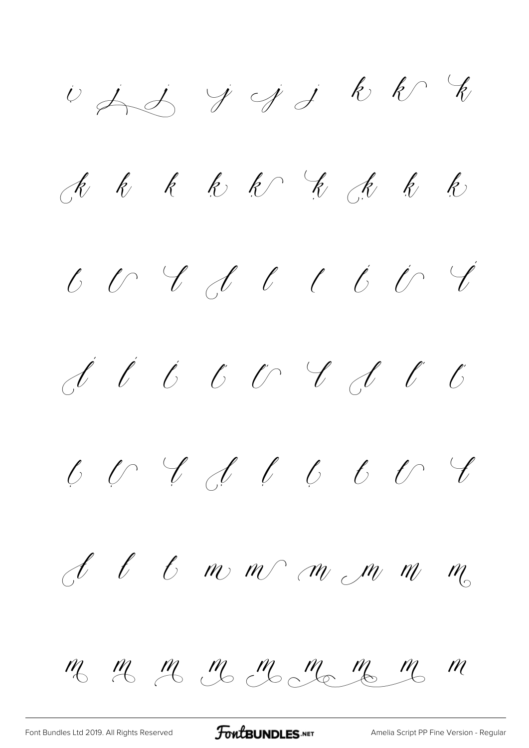i j j j j j k k k

k k k k k k k k k

l l l l l l l l l

l l l l l l l l l

l l l l l l l l l

l l l m m m m m m

m m m m m m m m m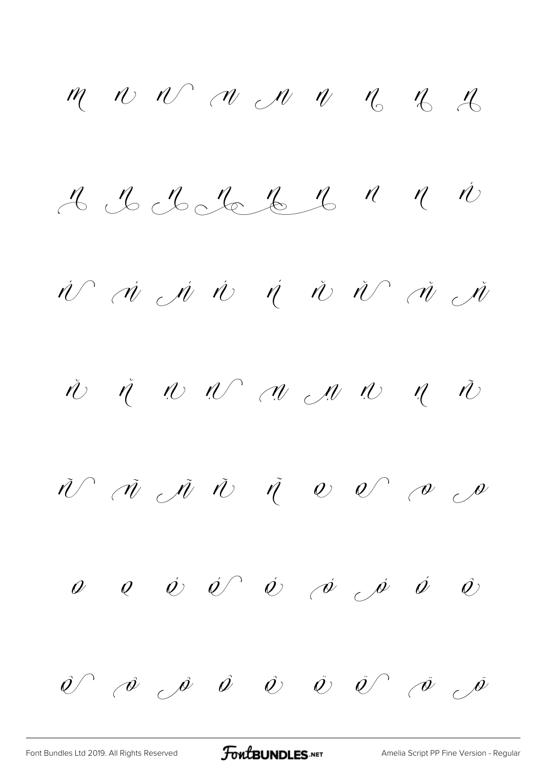m n n n n n n n n

n n n n n n n n ń

ń ń ń ń ń ň ň ň ň

ň ň ṇ ṇ ṇ ṇ ṇ ṇ ñ

ñ ñ ñ ñ ñ o o o o

o o ó ó ó ó ó ó ô

ô ô ô ô ô ö ö ö ö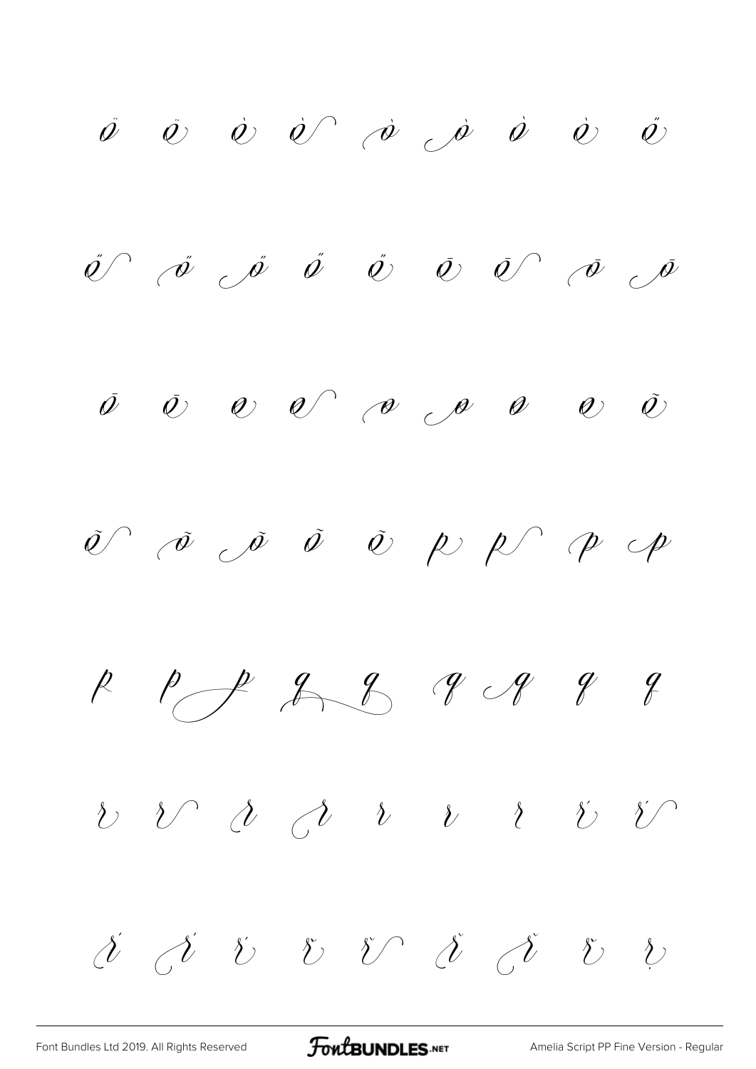ö ö ò ò ò ò ò ò ő

ő ő ő ő ő ō ō ō ō

ō ō ø ø ø ø ø ø õ

õ õ õ õ õ p p p p

p p p q q q q q q

r r r r r r r ŕ ŕ

ŕ ŕ ŕ ř ř ř ř ř ṛ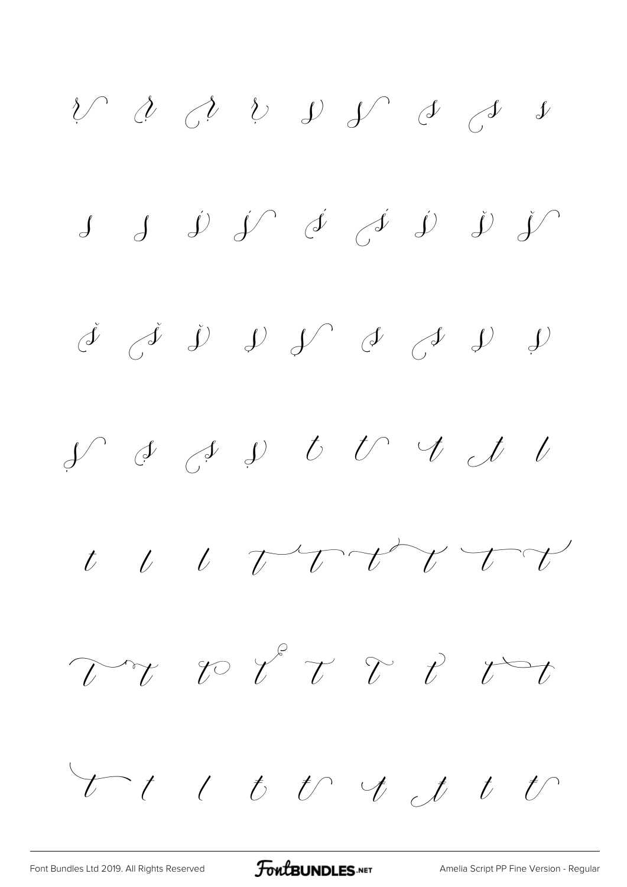ŗ ŗ ŗ ŗ s s s s s

s s ś ś ś ś ś š š

š š š ș ș ș ș ș ș

ș ș ș ș t t t t t

t t t t t t t t t

t t t t t t t t

t t t ŧ ŧ ŧ ŧ ť ť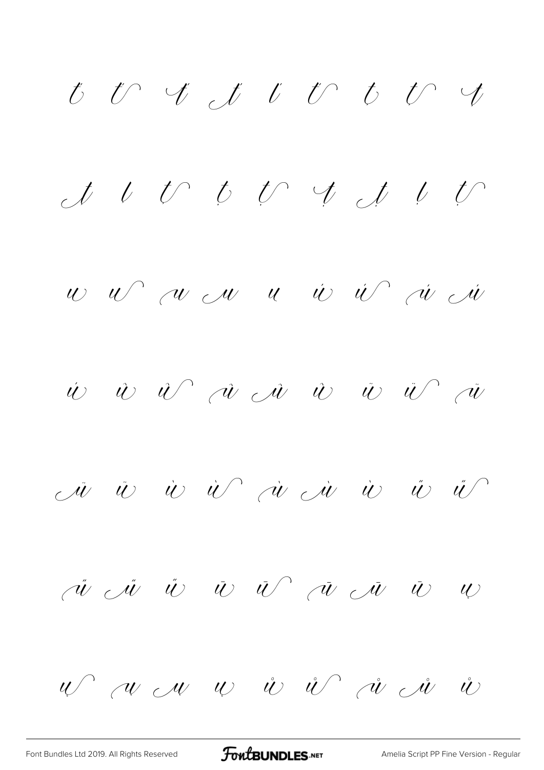ť ť ť ť ť ť ţ ţ ţ

ţ ţ ţ ṭ ṭ ṭ ṭ ṭ ṭ

u u u u u ú ú ú ú

ú û û û û û ü ü ü

ü ü ù ù ù ù ù ű ű

ű ű ű ū ū ū ū ū ų

ų ų ų ų ů ů ů ů ů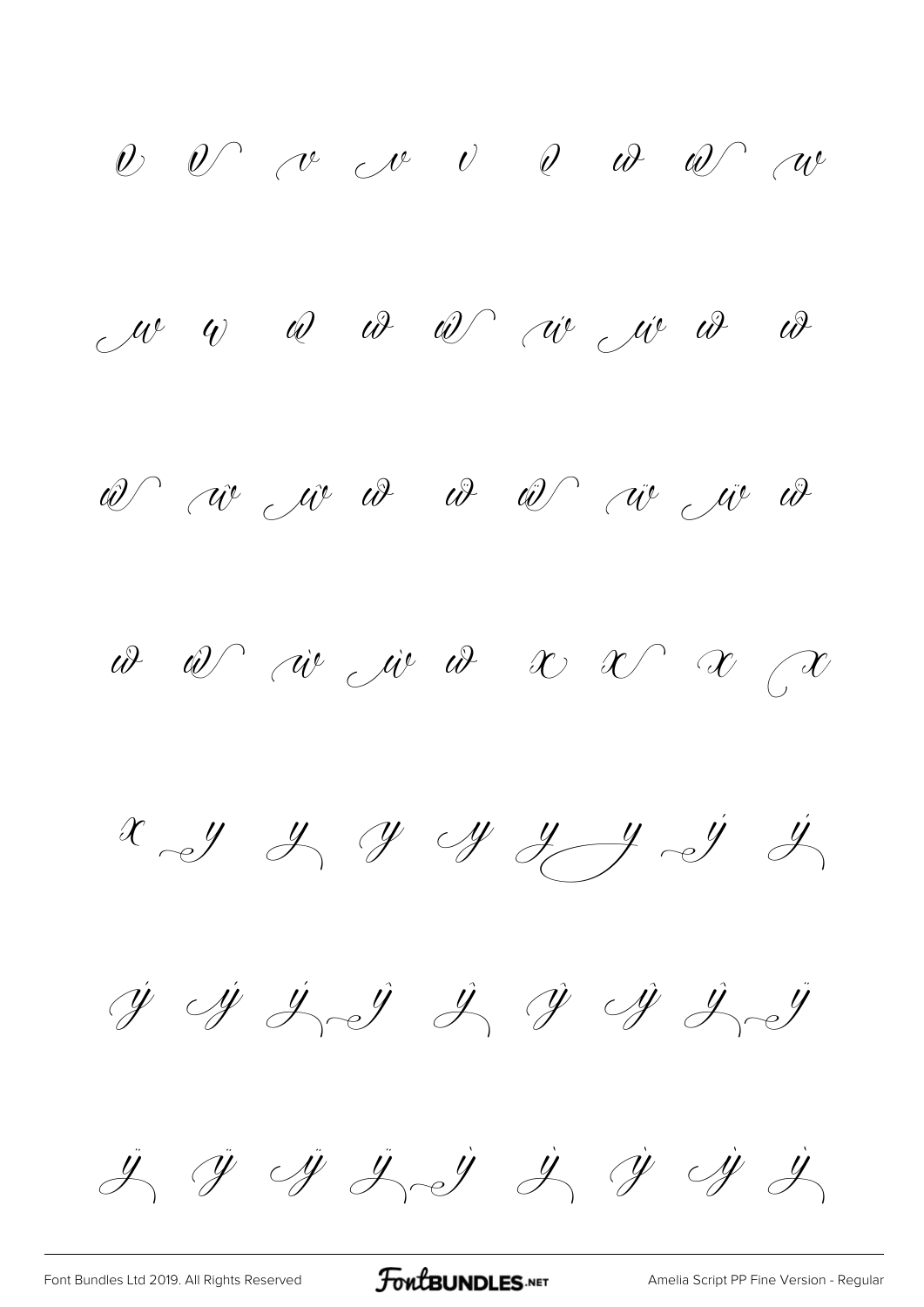v v v v v v w w w

w w w w w w w w w

w w w w w w w w w

w w w w w x x x x

x y y y y y y ý ý

ý ý ý ŷ ŷ ŷ ŷ ŷ ÿ

ÿ ÿ ÿ ÿ ỳ ỳ ỳ ỳ ỳ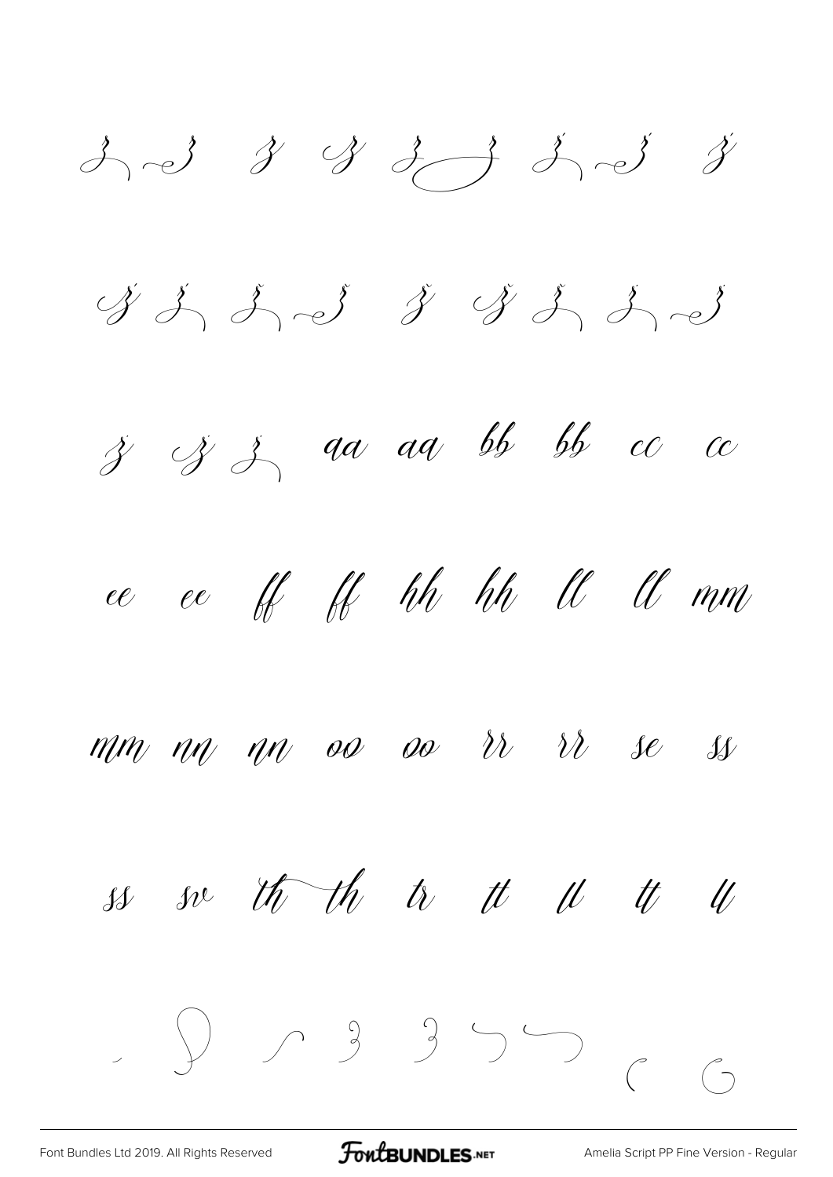z z z z z ź ź ź

ź ź ž ž ž ž ž ż ż

ż ż ż aa aa bb bb cc cc

ee ee ff ff hh hh ll ll mm

mm nn nn oo oo rr rr se ss

ss sv th th tr tt ll tt ll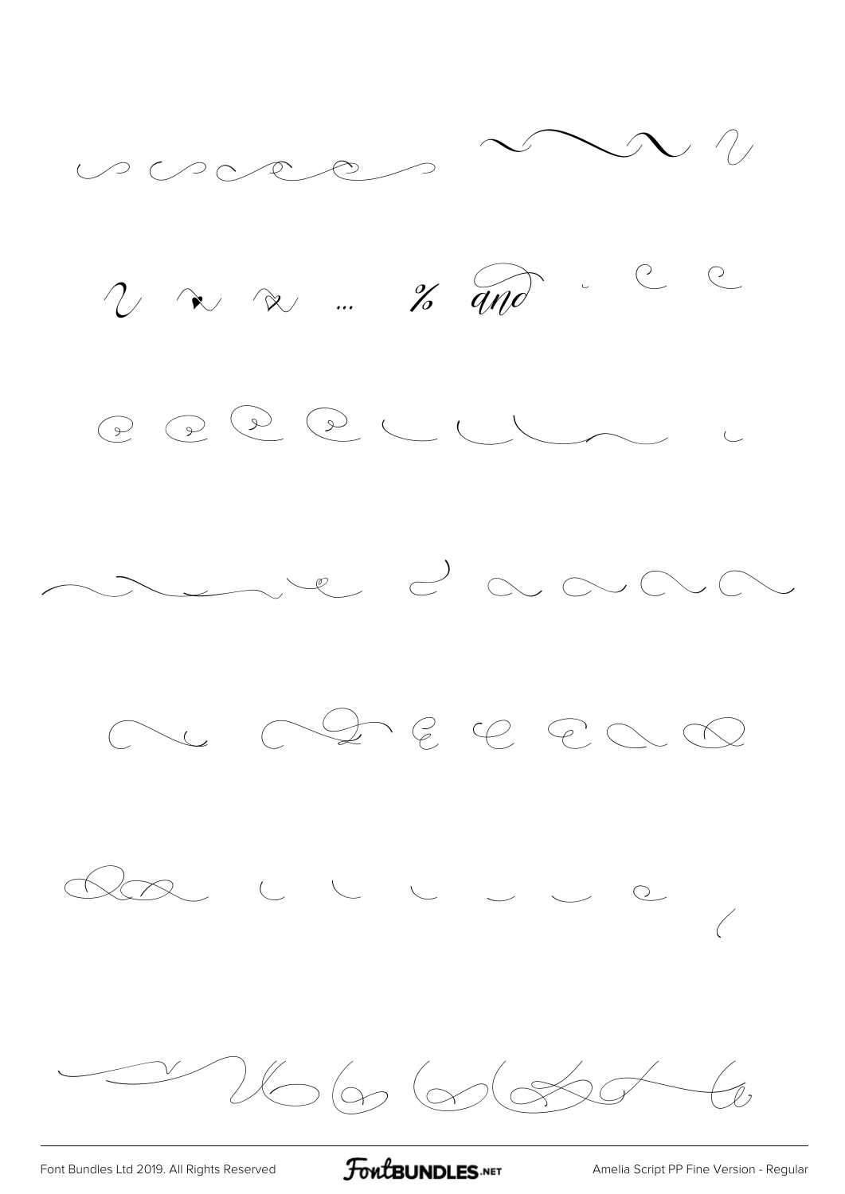… % and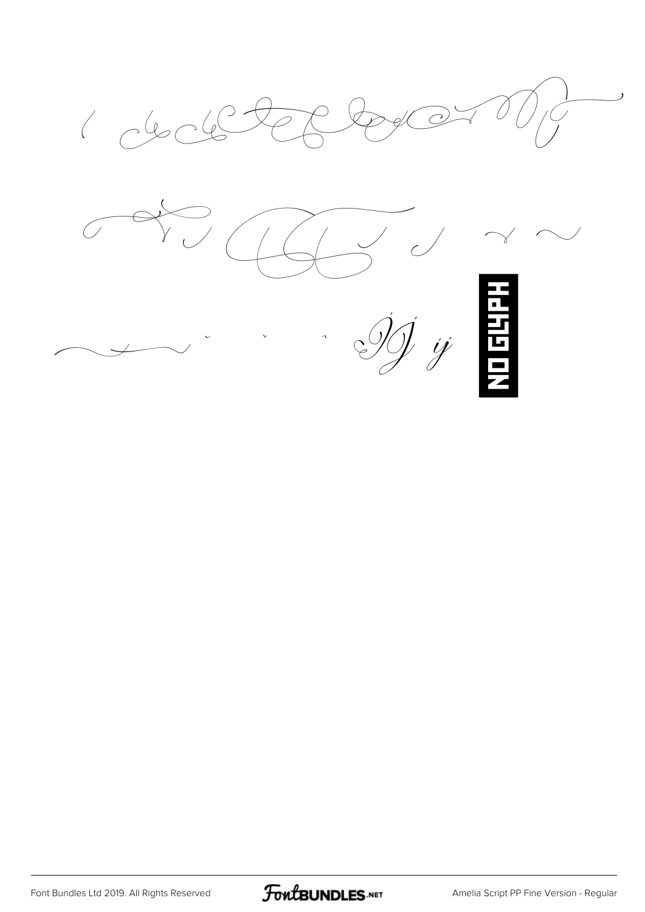NO GLYPH